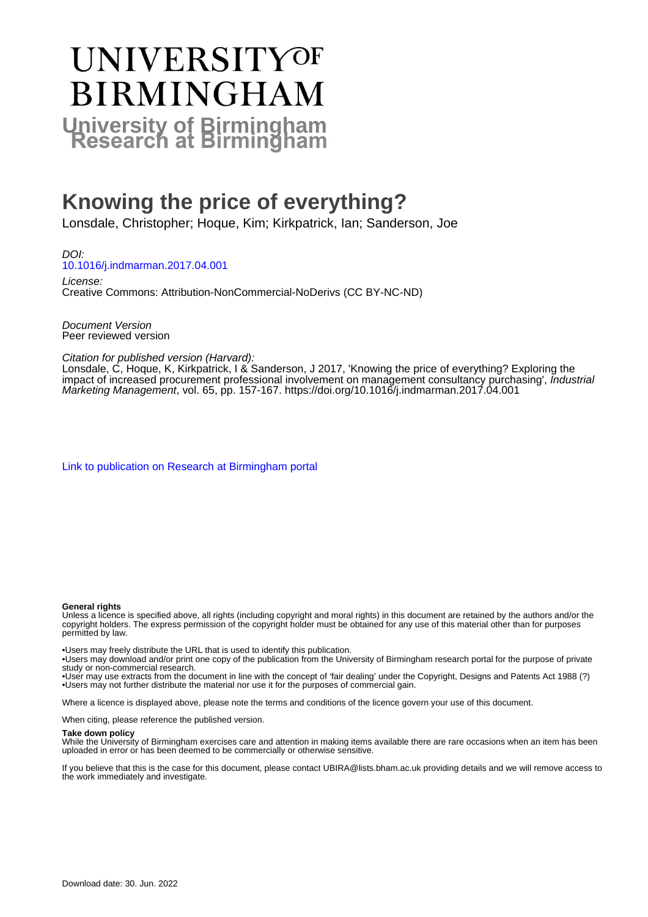# UNIVERSITY OF BIRMINGHAM

## University of Birmingham Research at Birmingham

# Knowing the price of everything?

Lonsdale, Christopher; Hoque, Kim; Kirkpatrick, Ian; Sanderson, Joe

*DOI:*
10.1016/j.indmarman.2017.04.001

*License:*
Creative Commons: Attribution-NonCommercial-NoDerivs (CC BY-NC-ND)

*Document Version*
Peer reviewed version

*Citation for published version (Harvard):*
Lonsdale, C, Hoque, K, Kirkpatrick, I & Sanderson, J 2017, 'Knowing the price of everything? Exploring the impact of increased procurement professional involvement on management consultancy purchasing', *Industrial Marketing Management*, vol. 65, pp. 157-167. https://doi.org/10.1016/j.indmarman.2017.04.001

Link to publication on Research at Birmingham portal

**General rights**
Unless a licence is specified above, all rights (including copyright and moral rights) in this document are retained by the authors and/or the copyright holders. The express permission of the copyright holder must be obtained for any use of this material other than for purposes permitted by law.

•Users may freely distribute the URL that is used to identify this publication.
•Users may download and/or print one copy of the publication from the University of Birmingham research portal for the purpose of private study or non-commercial research.
•User may use extracts from the document in line with the concept of 'fair dealing' under the Copyright, Designs and Patents Act 1988 (?)
•Users may not further distribute the material nor use it for the purposes of commercial gain.

Where a licence is displayed above, please note the terms and conditions of the licence govern your use of this document.

When citing, please reference the published version.

**Take down policy**
While the University of Birmingham exercises care and attention in making items available there are rare occasions when an item has been uploaded in error or has been deemed to be commercially or otherwise sensitive.

If you believe that this is the case for this document, please contact UBIRA@lists.bham.ac.uk providing details and we will remove access to the work immediately and investigate.

Download date: 30. Jun. 2022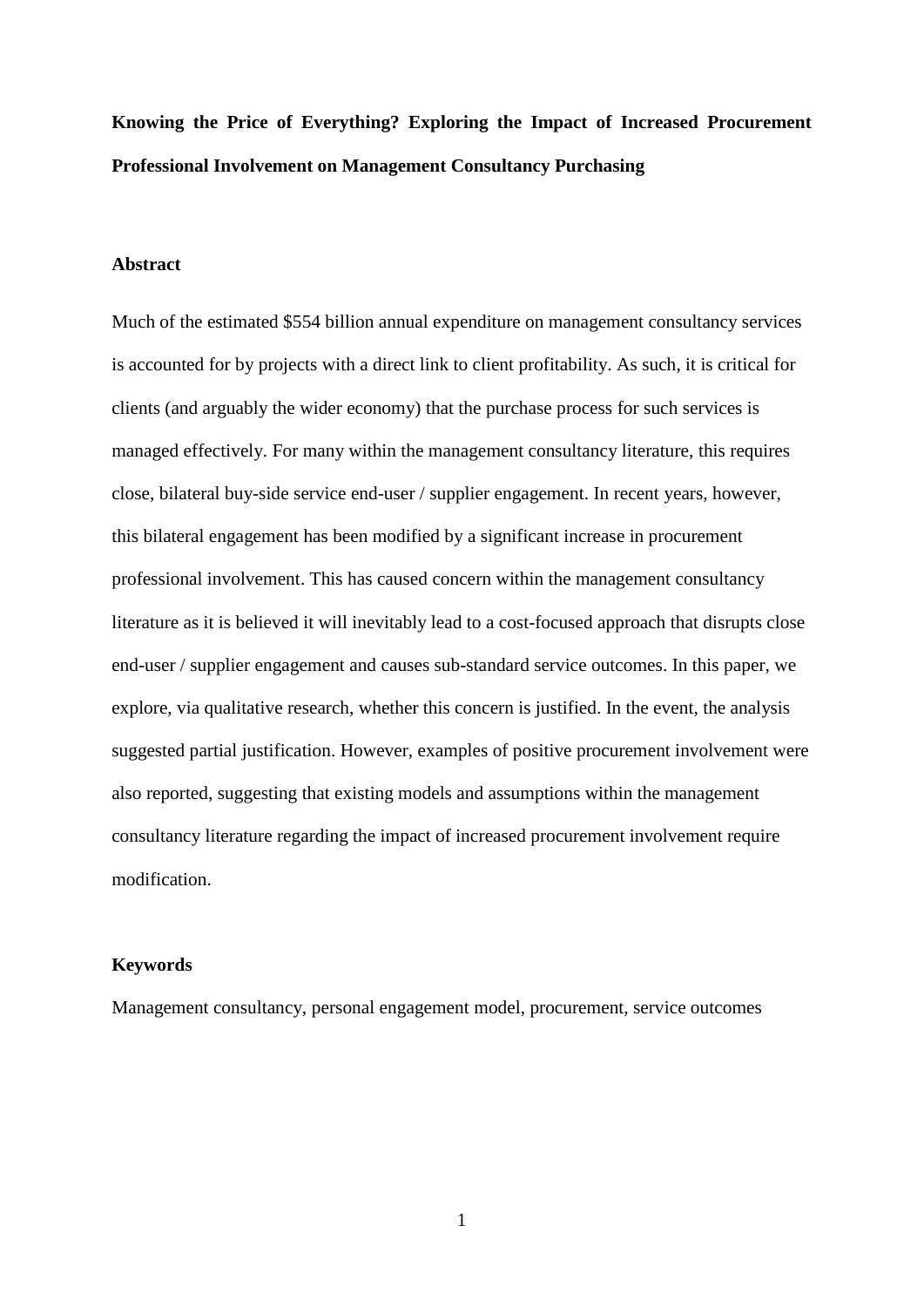**Knowing the Price of Everything? Exploring the Impact of Increased Procurement Professional Involvement on Management Consultancy Purchasing**

## Abstract

Much of the estimated $554 billion annual expenditure on management consultancy services is accounted for by projects with a direct link to client profitability. As such, it is critical for clients (and arguably the wider economy) that the purchase process for such services is managed effectively. For many within the management consultancy literature, this requires close, bilateral buy-side service end-user / supplier engagement. In recent years, however, this bilateral engagement has been modified by a significant increase in procurement professional involvement. This has caused concern within the management consultancy literature as it is believed it will inevitably lead to a cost-focused approach that disrupts close end-user / supplier engagement and causes sub-standard service outcomes. In this paper, we explore, via qualitative research, whether this concern is justified. In the event, the analysis suggested partial justification. However, examples of positive procurement involvement were also reported, suggesting that existing models and assumptions within the management consultancy literature regarding the impact of increased procurement involvement require modification.

## Keywords

Management consultancy, personal engagement model, procurement, service outcomes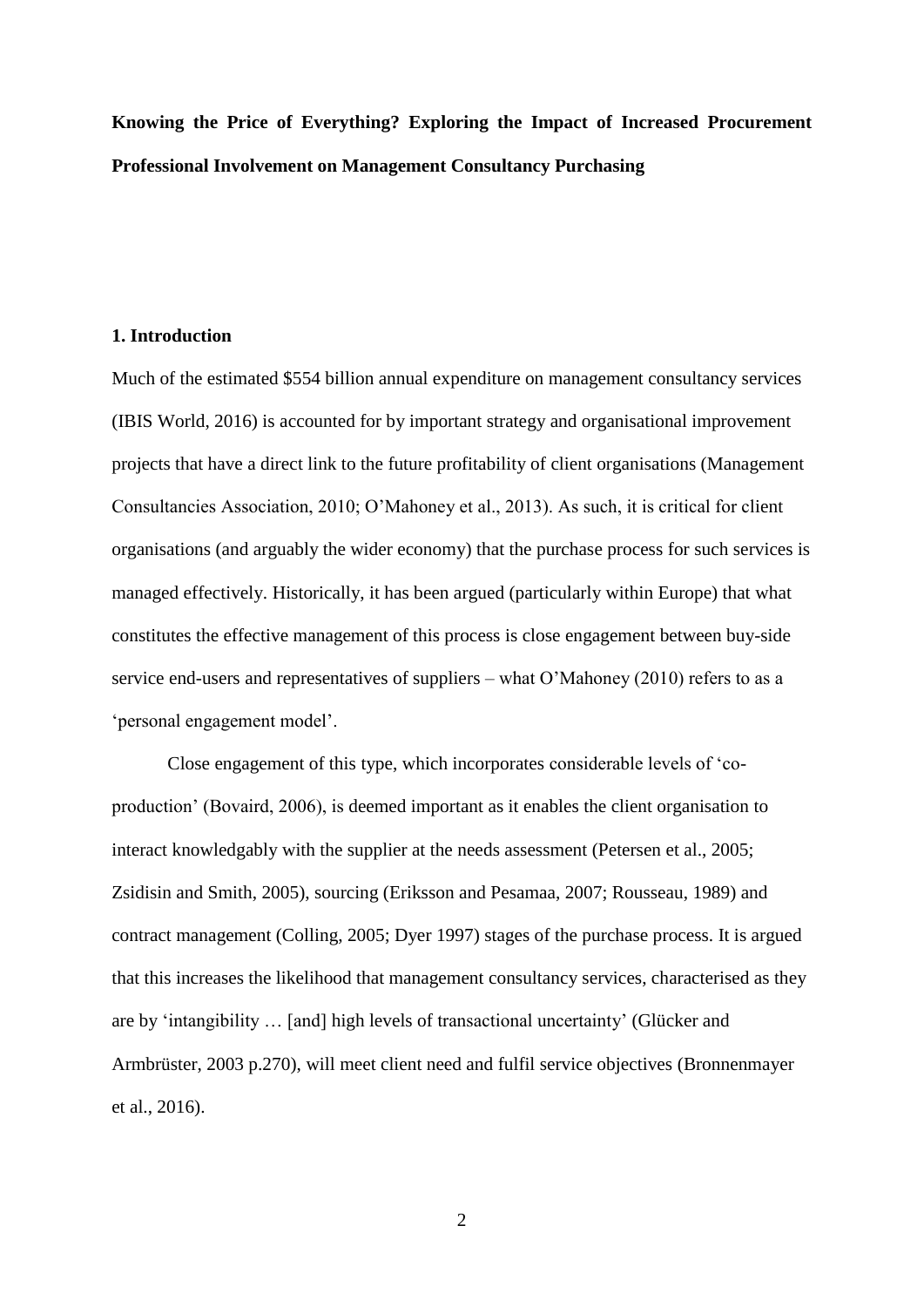**Knowing the Price of Everything? Exploring the Impact of Increased Procurement Professional Involvement on Management Consultancy Purchasing**

## 1. Introduction

Much of the estimated $554 billion annual expenditure on management consultancy services (IBIS World, 2016) is accounted for by important strategy and organisational improvement projects that have a direct link to the future profitability of client organisations (Management Consultancies Association, 2010; O'Mahoney et al., 2013). As such, it is critical for client organisations (and arguably the wider economy) that the purchase process for such services is managed effectively. Historically, it has been argued (particularly within Europe) that what constitutes the effective management of this process is close engagement between buy-side service end-users and representatives of suppliers – what O'Mahoney (2010) refers to as a 'personal engagement model'.

Close engagement of this type, which incorporates considerable levels of 'co-production' (Bovaird, 2006), is deemed important as it enables the client organisation to interact knowledgably with the supplier at the needs assessment (Petersen et al., 2005; Zsidisin and Smith, 2005), sourcing (Eriksson and Pesamaa, 2007; Rousseau, 1989) and contract management (Colling, 2005; Dyer 1997) stages of the purchase process. It is argued that this increases the likelihood that management consultancy services, characterised as they are by 'intangibility … [and] high levels of transactional uncertainty' (Glücker and Armbrüster, 2003 p.270), will meet client need and fulfil service objectives (Bronnenmayer et al., 2016).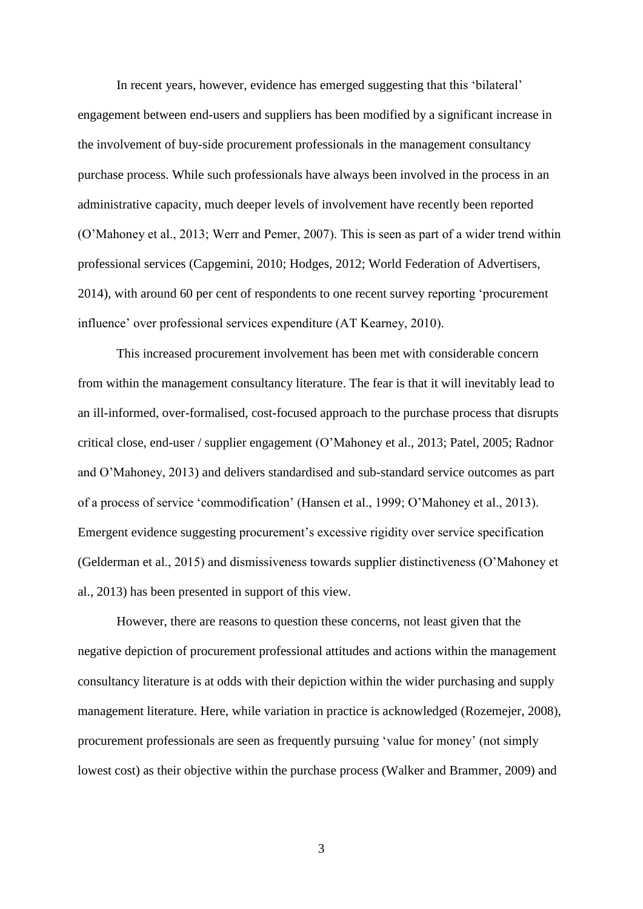In recent years, however, evidence has emerged suggesting that this 'bilateral' engagement between end-users and suppliers has been modified by a significant increase in the involvement of buy-side procurement professionals in the management consultancy purchase process. While such professionals have always been involved in the process in an administrative capacity, much deeper levels of involvement have recently been reported (O'Mahoney et al., 2013; Werr and Pemer, 2007). This is seen as part of a wider trend within professional services (Capgemini, 2010; Hodges, 2012; World Federation of Advertisers, 2014), with around 60 per cent of respondents to one recent survey reporting 'procurement influence' over professional services expenditure (AT Kearney, 2010).

This increased procurement involvement has been met with considerable concern from within the management consultancy literature. The fear is that it will inevitably lead to an ill-informed, over-formalised, cost-focused approach to the purchase process that disrupts critical close, end-user / supplier engagement (O'Mahoney et al., 2013; Patel, 2005; Radnor and O'Mahoney, 2013) and delivers standardised and sub-standard service outcomes as part of a process of service 'commodification' (Hansen et al., 1999; O'Mahoney et al., 2013). Emergent evidence suggesting procurement's excessive rigidity over service specification (Gelderman et al., 2015) and dismissiveness towards supplier distinctiveness (O'Mahoney et al., 2013) has been presented in support of this view.

However, there are reasons to question these concerns, not least given that the negative depiction of procurement professional attitudes and actions within the management consultancy literature is at odds with their depiction within the wider purchasing and supply management literature. Here, while variation in practice is acknowledged (Rozemejer, 2008), procurement professionals are seen as frequently pursuing 'value for money' (not simply lowest cost) as their objective within the purchase process (Walker and Brammer, 2009) and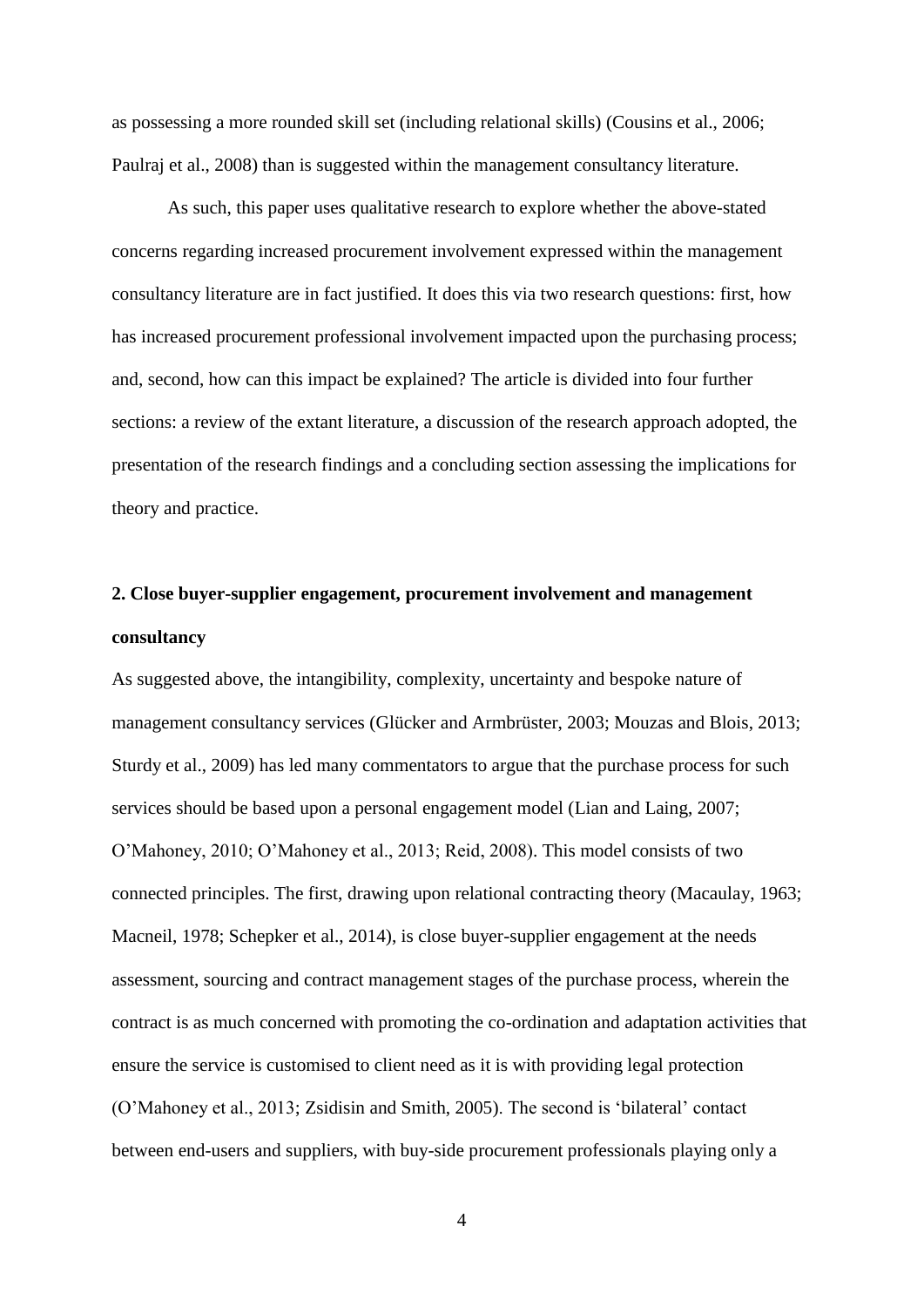as possessing a more rounded skill set (including relational skills) (Cousins et al., 2006; Paulraj et al., 2008) than is suggested within the management consultancy literature.

As such, this paper uses qualitative research to explore whether the above-stated concerns regarding increased procurement involvement expressed within the management consultancy literature are in fact justified. It does this via two research questions: first, how has increased procurement professional involvement impacted upon the purchasing process; and, second, how can this impact be explained? The article is divided into four further sections: a review of the extant literature, a discussion of the research approach adopted, the presentation of the research findings and a concluding section assessing the implications for theory and practice.

## 2. Close buyer-supplier engagement, procurement involvement and management consultancy

As suggested above, the intangibility, complexity, uncertainty and bespoke nature of management consultancy services (Glücker and Armbrüster, 2003; Mouzas and Blois, 2013; Sturdy et al., 2009) has led many commentators to argue that the purchase process for such services should be based upon a personal engagement model (Lian and Laing, 2007; O'Mahoney, 2010; O'Mahoney et al., 2013; Reid, 2008). This model consists of two connected principles. The first, drawing upon relational contracting theory (Macaulay, 1963; Macneil, 1978; Schepker et al., 2014), is close buyer-supplier engagement at the needs assessment, sourcing and contract management stages of the purchase process, wherein the contract is as much concerned with promoting the co-ordination and adaptation activities that ensure the service is customised to client need as it is with providing legal protection (O'Mahoney et al., 2013; Zsidisin and Smith, 2005). The second is 'bilateral' contact between end-users and suppliers, with buy-side procurement professionals playing only a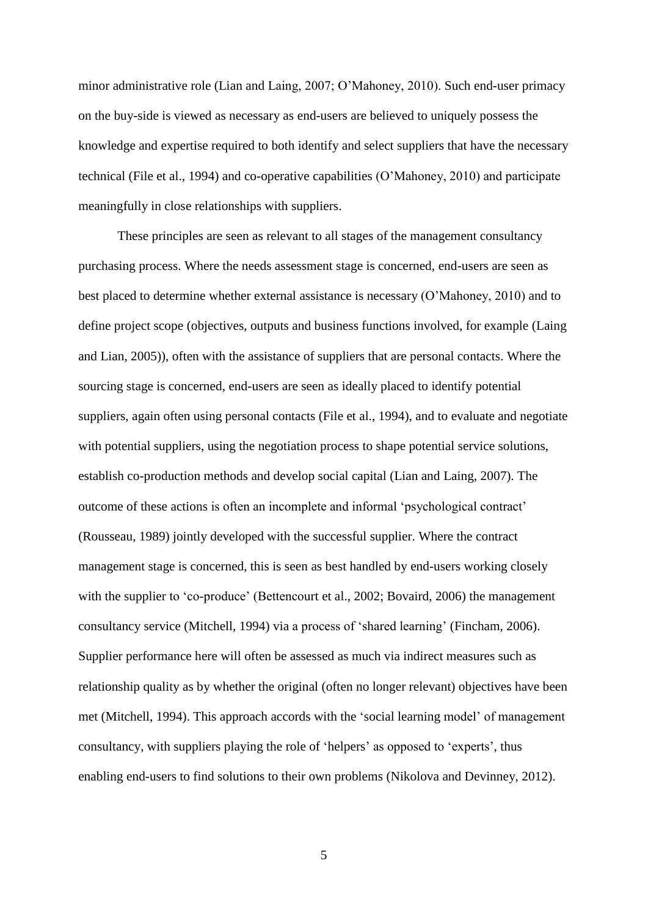minor administrative role (Lian and Laing, 2007; O'Mahoney, 2010). Such end-user primacy on the buy-side is viewed as necessary as end-users are believed to uniquely possess the knowledge and expertise required to both identify and select suppliers that have the necessary technical (File et al., 1994) and co-operative capabilities (O'Mahoney, 2010) and participate meaningfully in close relationships with suppliers.

These principles are seen as relevant to all stages of the management consultancy purchasing process. Where the needs assessment stage is concerned, end-users are seen as best placed to determine whether external assistance is necessary (O'Mahoney, 2010) and to define project scope (objectives, outputs and business functions involved, for example (Laing and Lian, 2005)), often with the assistance of suppliers that are personal contacts. Where the sourcing stage is concerned, end-users are seen as ideally placed to identify potential suppliers, again often using personal contacts (File et al., 1994), and to evaluate and negotiate with potential suppliers, using the negotiation process to shape potential service solutions, establish co-production methods and develop social capital (Lian and Laing, 2007). The outcome of these actions is often an incomplete and informal 'psychological contract' (Rousseau, 1989) jointly developed with the successful supplier. Where the contract management stage is concerned, this is seen as best handled by end-users working closely with the supplier to 'co-produce' (Bettencourt et al., 2002; Bovaird, 2006) the management consultancy service (Mitchell, 1994) via a process of 'shared learning' (Fincham, 2006). Supplier performance here will often be assessed as much via indirect measures such as relationship quality as by whether the original (often no longer relevant) objectives have been met (Mitchell, 1994). This approach accords with the 'social learning model' of management consultancy, with suppliers playing the role of 'helpers' as opposed to 'experts', thus enabling end-users to find solutions to their own problems (Nikolova and Devinney, 2012).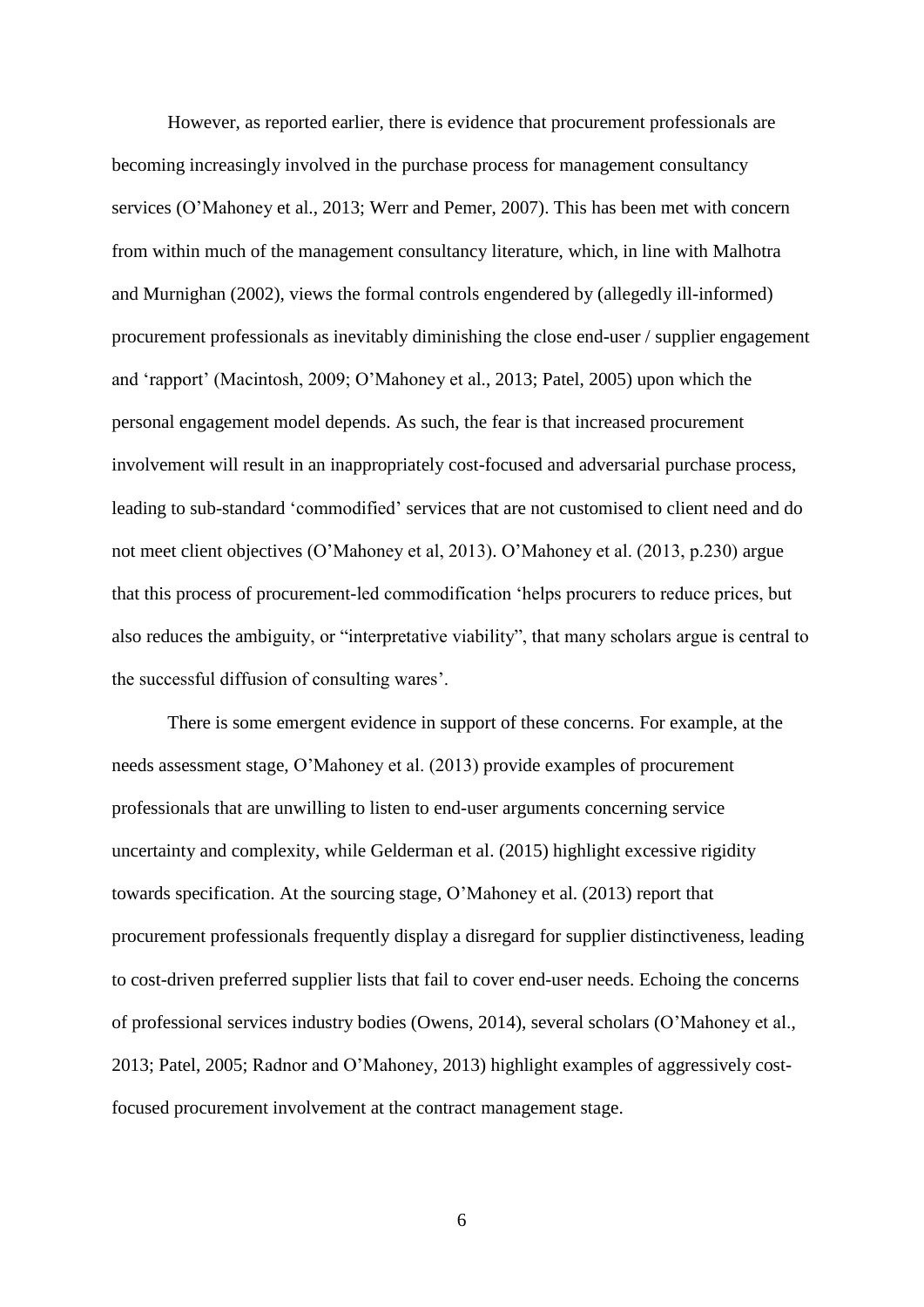However, as reported earlier, there is evidence that procurement professionals are becoming increasingly involved in the purchase process for management consultancy services (O'Mahoney et al., 2013; Werr and Pemer, 2007). This has been met with concern from within much of the management consultancy literature, which, in line with Malhotra and Murnighan (2002), views the formal controls engendered by (allegedly ill-informed) procurement professionals as inevitably diminishing the close end-user / supplier engagement and 'rapport' (Macintosh, 2009; O'Mahoney et al., 2013; Patel, 2005) upon which the personal engagement model depends. As such, the fear is that increased procurement involvement will result in an inappropriately cost-focused and adversarial purchase process, leading to sub-standard 'commodified' services that are not customised to client need and do not meet client objectives (O'Mahoney et al, 2013). O'Mahoney et al. (2013, p.230) argue that this process of procurement-led commodification 'helps procurers to reduce prices, but also reduces the ambiguity, or "interpretative viability", that many scholars argue is central to the successful diffusion of consulting wares'.

There is some emergent evidence in support of these concerns. For example, at the needs assessment stage, O'Mahoney et al. (2013) provide examples of procurement professionals that are unwilling to listen to end-user arguments concerning service uncertainty and complexity, while Gelderman et al. (2015) highlight excessive rigidity towards specification. At the sourcing stage, O'Mahoney et al. (2013) report that procurement professionals frequently display a disregard for supplier distinctiveness, leading to cost-driven preferred supplier lists that fail to cover end-user needs. Echoing the concerns of professional services industry bodies (Owens, 2014), several scholars (O'Mahoney et al., 2013; Patel, 2005; Radnor and O'Mahoney, 2013) highlight examples of aggressively cost-focused procurement involvement at the contract management stage.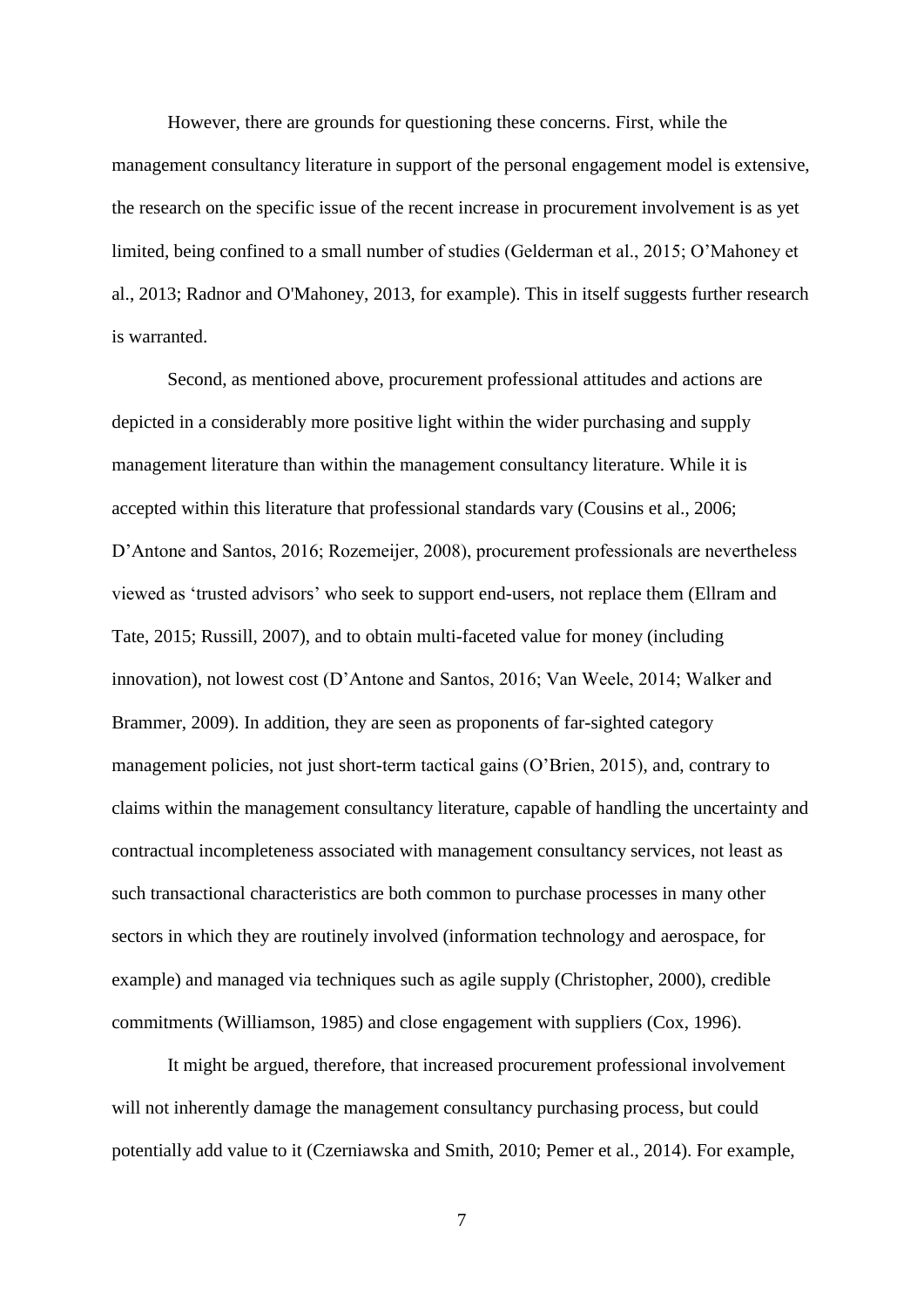However, there are grounds for questioning these concerns. First, while the management consultancy literature in support of the personal engagement model is extensive, the research on the specific issue of the recent increase in procurement involvement is as yet limited, being confined to a small number of studies (Gelderman et al., 2015; O'Mahoney et al., 2013; Radnor and O'Mahoney, 2013, for example). This in itself suggests further research is warranted.

Second, as mentioned above, procurement professional attitudes and actions are depicted in a considerably more positive light within the wider purchasing and supply management literature than within the management consultancy literature. While it is accepted within this literature that professional standards vary (Cousins et al., 2006; D'Antone and Santos, 2016; Rozemeijer, 2008), procurement professionals are nevertheless viewed as 'trusted advisors' who seek to support end-users, not replace them (Ellram and Tate, 2015; Russill, 2007), and to obtain multi-faceted value for money (including innovation), not lowest cost (D'Antone and Santos, 2016; Van Weele, 2014; Walker and Brammer, 2009). In addition, they are seen as proponents of far-sighted category management policies, not just short-term tactical gains (O'Brien, 2015), and, contrary to claims within the management consultancy literature, capable of handling the uncertainty and contractual incompleteness associated with management consultancy services, not least as such transactional characteristics are both common to purchase processes in many other sectors in which they are routinely involved (information technology and aerospace, for example) and managed via techniques such as agile supply (Christopher, 2000), credible commitments (Williamson, 1985) and close engagement with suppliers (Cox, 1996).

It might be argued, therefore, that increased procurement professional involvement will not inherently damage the management consultancy purchasing process, but could potentially add value to it (Czerniawska and Smith, 2010; Pemer et al., 2014). For example,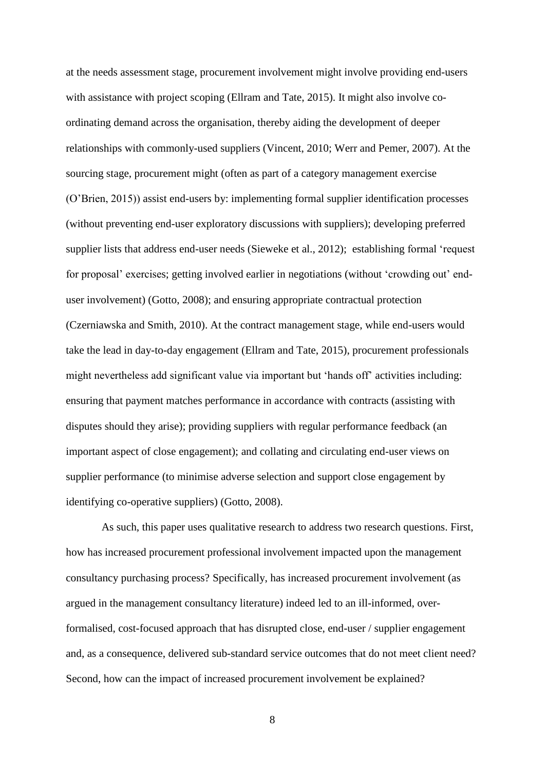at the needs assessment stage, procurement involvement might involve providing end-users with assistance with project scoping (Ellram and Tate, 2015). It might also involve co-ordinating demand across the organisation, thereby aiding the development of deeper relationships with commonly-used suppliers (Vincent, 2010; Werr and Pemer, 2007). At the sourcing stage, procurement might (often as part of a category management exercise (O'Brien, 2015)) assist end-users by: implementing formal supplier identification processes (without preventing end-user exploratory discussions with suppliers); developing preferred supplier lists that address end-user needs (Sieweke et al., 2012); establishing formal 'request for proposal' exercises; getting involved earlier in negotiations (without 'crowding out' end-user involvement) (Gotto, 2008); and ensuring appropriate contractual protection (Czerniawska and Smith, 2010). At the contract management stage, while end-users would take the lead in day-to-day engagement (Ellram and Tate, 2015), procurement professionals might nevertheless add significant value via important but 'hands off' activities including: ensuring that payment matches performance in accordance with contracts (assisting with disputes should they arise); providing suppliers with regular performance feedback (an important aspect of close engagement); and collating and circulating end-user views on supplier performance (to minimise adverse selection and support close engagement by identifying co-operative suppliers) (Gotto, 2008).

As such, this paper uses qualitative research to address two research questions. First, how has increased procurement professional involvement impacted upon the management consultancy purchasing process? Specifically, has increased procurement involvement (as argued in the management consultancy literature) indeed led to an ill-informed, over-formalised, cost-focused approach that has disrupted close, end-user / supplier engagement and, as a consequence, delivered sub-standard service outcomes that do not meet client need? Second, how can the impact of increased procurement involvement be explained?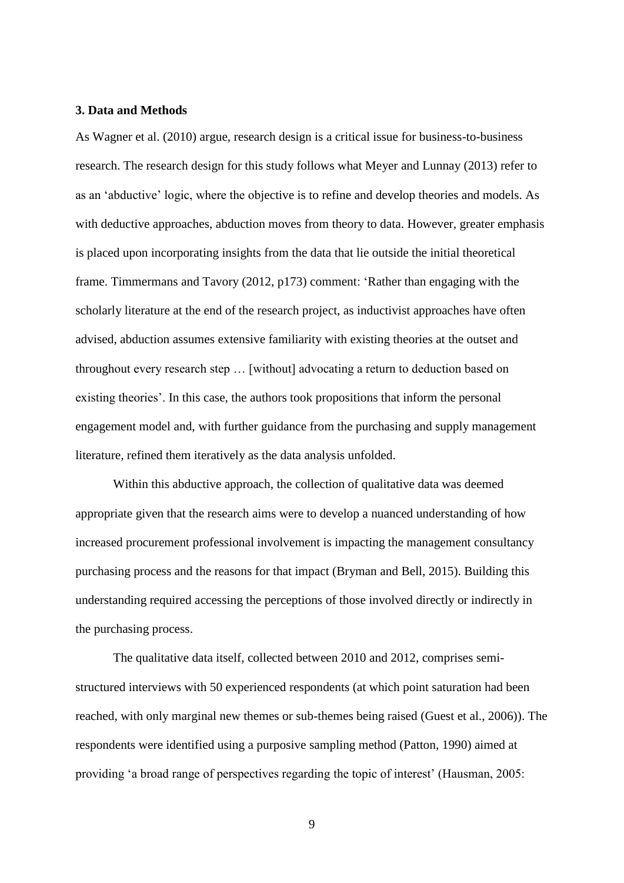### 3. Data and Methods

As Wagner et al. (2010) argue, research design is a critical issue for business-to-business research. The research design for this study follows what Meyer and Lunnay (2013) refer to as an 'abductive' logic, where the objective is to refine and develop theories and models. As with deductive approaches, abduction moves from theory to data. However, greater emphasis is placed upon incorporating insights from the data that lie outside the initial theoretical frame. Timmermans and Tavory (2012, p173) comment: 'Rather than engaging with the scholarly literature at the end of the research project, as inductivist approaches have often advised, abduction assumes extensive familiarity with existing theories at the outset and throughout every research step … [without] advocating a return to deduction based on existing theories'. In this case, the authors took propositions that inform the personal engagement model and, with further guidance from the purchasing and supply management literature, refined them iteratively as the data analysis unfolded.

Within this abductive approach, the collection of qualitative data was deemed appropriate given that the research aims were to develop a nuanced understanding of how increased procurement professional involvement is impacting the management consultancy purchasing process and the reasons for that impact (Bryman and Bell, 2015). Building this understanding required accessing the perceptions of those involved directly or indirectly in the purchasing process.

The qualitative data itself, collected between 2010 and 2012, comprises semi-structured interviews with 50 experienced respondents (at which point saturation had been reached, with only marginal new themes or sub-themes being raised (Guest et al., 2006)). The respondents were identified using a purposive sampling method (Patton, 1990) aimed at providing 'a broad range of perspectives regarding the topic of interest' (Hausman, 2005: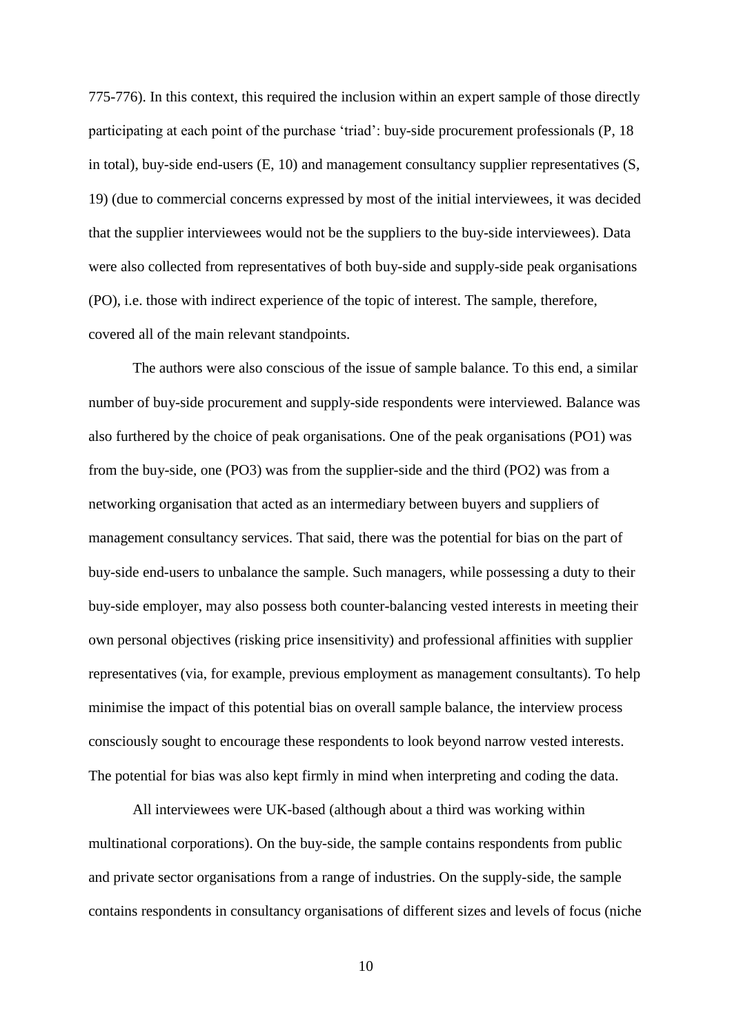775-776). In this context, this required the inclusion within an expert sample of those directly participating at each point of the purchase 'triad': buy-side procurement professionals (P, 18 in total), buy-side end-users (E, 10) and management consultancy supplier representatives (S, 19) (due to commercial concerns expressed by most of the initial interviewees, it was decided that the supplier interviewees would not be the suppliers to the buy-side interviewees). Data were also collected from representatives of both buy-side and supply-side peak organisations (PO), i.e. those with indirect experience of the topic of interest. The sample, therefore, covered all of the main relevant standpoints.

The authors were also conscious of the issue of sample balance. To this end, a similar number of buy-side procurement and supply-side respondents were interviewed. Balance was also furthered by the choice of peak organisations. One of the peak organisations (PO1) was from the buy-side, one (PO3) was from the supplier-side and the third (PO2) was from a networking organisation that acted as an intermediary between buyers and suppliers of management consultancy services. That said, there was the potential for bias on the part of buy-side end-users to unbalance the sample. Such managers, while possessing a duty to their buy-side employer, may also possess both counter-balancing vested interests in meeting their own personal objectives (risking price insensitivity) and professional affinities with supplier representatives (via, for example, previous employment as management consultants). To help minimise the impact of this potential bias on overall sample balance, the interview process consciously sought to encourage these respondents to look beyond narrow vested interests. The potential for bias was also kept firmly in mind when interpreting and coding the data.

All interviewees were UK-based (although about a third was working within multinational corporations). On the buy-side, the sample contains respondents from public and private sector organisations from a range of industries. On the supply-side, the sample contains respondents in consultancy organisations of different sizes and levels of focus (niche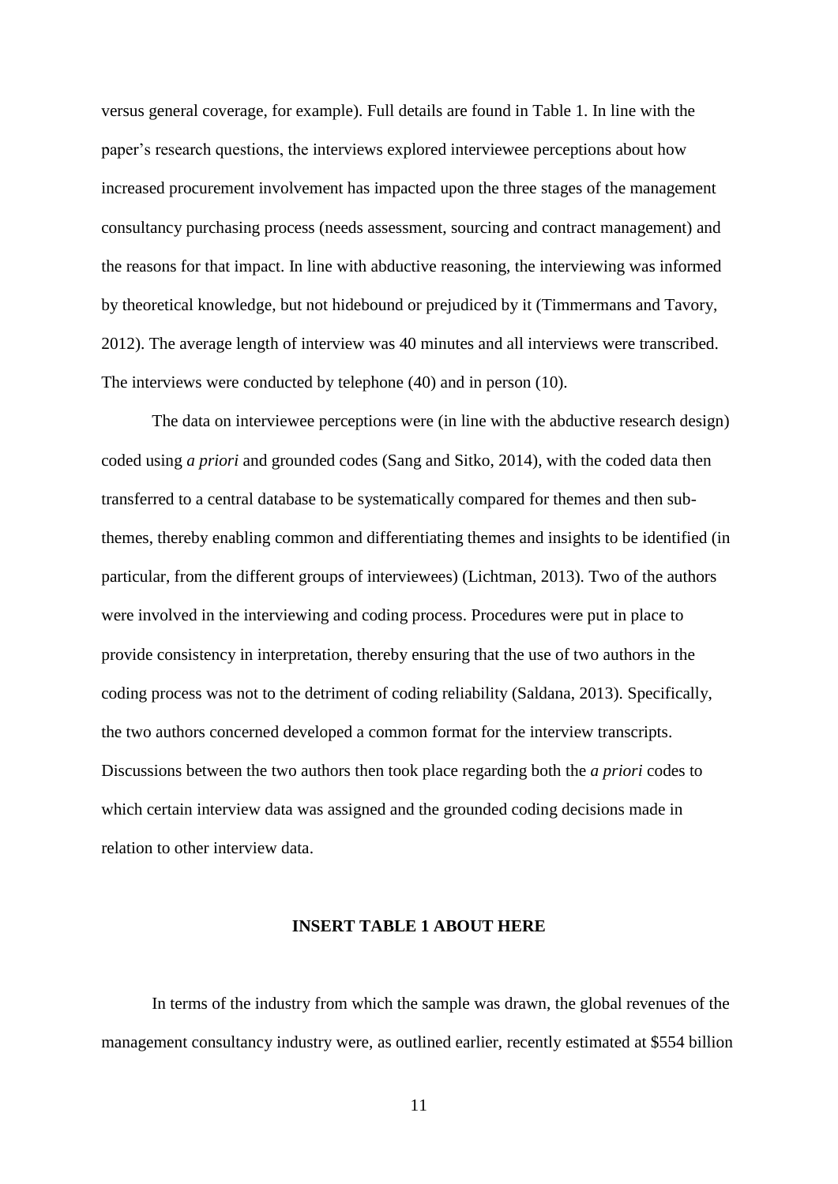versus general coverage, for example). Full details are found in Table 1. In line with the paper's research questions, the interviews explored interviewee perceptions about how increased procurement involvement has impacted upon the three stages of the management consultancy purchasing process (needs assessment, sourcing and contract management) and the reasons for that impact. In line with abductive reasoning, the interviewing was informed by theoretical knowledge, but not hidebound or prejudiced by it (Timmermans and Tavory, 2012). The average length of interview was 40 minutes and all interviews were transcribed. The interviews were conducted by telephone (40) and in person (10).

The data on interviewee perceptions were (in line with the abductive research design) coded using *a priori* and grounded codes (Sang and Sitko, 2014), with the coded data then transferred to a central database to be systematically compared for themes and then sub-themes, thereby enabling common and differentiating themes and insights to be identified (in particular, from the different groups of interviewees) (Lichtman, 2013). Two of the authors were involved in the interviewing and coding process. Procedures were put in place to provide consistency in interpretation, thereby ensuring that the use of two authors in the coding process was not to the detriment of coding reliability (Saldana, 2013). Specifically, the two authors concerned developed a common format for the interview transcripts. Discussions between the two authors then took place regarding both the *a priori* codes to which certain interview data was assigned and the grounded coding decisions made in relation to other interview data.

**INSERT TABLE 1 ABOUT HERE**

In terms of the industry from which the sample was drawn, the global revenues of the management consultancy industry were, as outlined earlier, recently estimated at $554 billion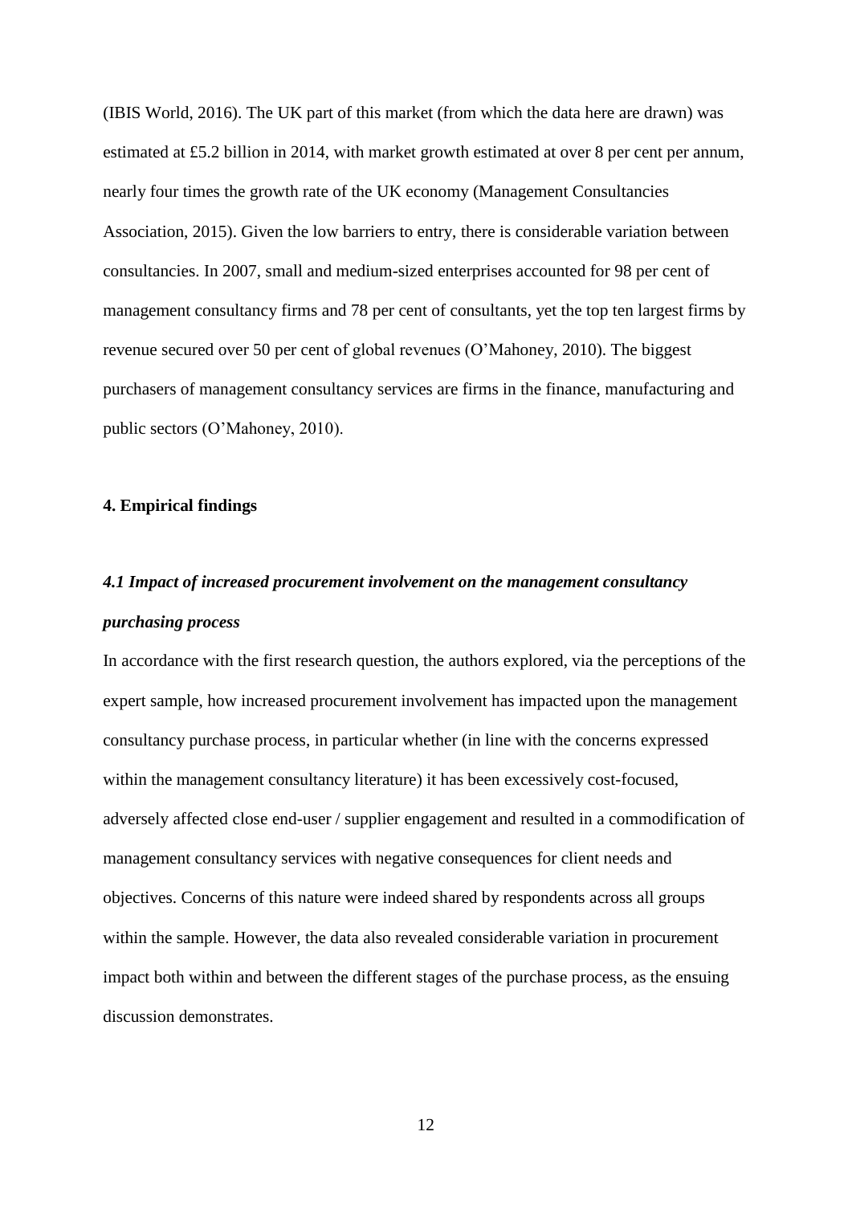(IBIS World, 2016). The UK part of this market (from which the data here are drawn) was estimated at £5.2 billion in 2014, with market growth estimated at over 8 per cent per annum, nearly four times the growth rate of the UK economy (Management Consultancies Association, 2015). Given the low barriers to entry, there is considerable variation between consultancies. In 2007, small and medium-sized enterprises accounted for 98 per cent of management consultancy firms and 78 per cent of consultants, yet the top ten largest firms by revenue secured over 50 per cent of global revenues (O'Mahoney, 2010). The biggest purchasers of management consultancy services are firms in the finance, manufacturing and public sectors (O'Mahoney, 2010).

## 4. Empirical findings

### *4.1 Impact of increased procurement involvement on the management consultancy purchasing process*

In accordance with the first research question, the authors explored, via the perceptions of the expert sample, how increased procurement involvement has impacted upon the management consultancy purchase process, in particular whether (in line with the concerns expressed within the management consultancy literature) it has been excessively cost-focused, adversely affected close end-user / supplier engagement and resulted in a commodification of management consultancy services with negative consequences for client needs and objectives. Concerns of this nature were indeed shared by respondents across all groups within the sample. However, the data also revealed considerable variation in procurement impact both within and between the different stages of the purchase process, as the ensuing discussion demonstrates.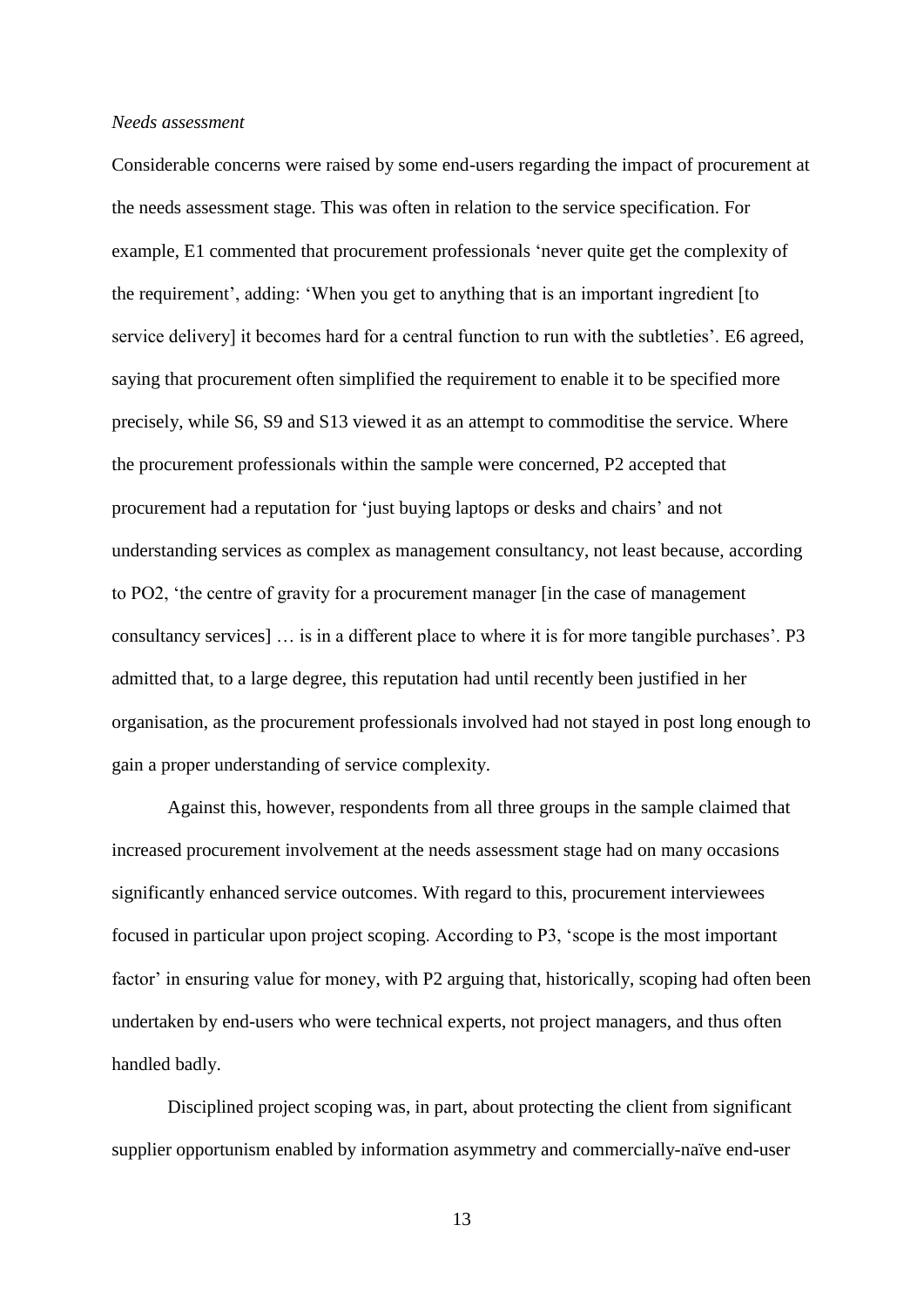*Needs assessment*

Considerable concerns were raised by some end-users regarding the impact of procurement at the needs assessment stage. This was often in relation to the service specification. For example, E1 commented that procurement professionals 'never quite get the complexity of the requirement', adding: 'When you get to anything that is an important ingredient [to service delivery] it becomes hard for a central function to run with the subtleties'. E6 agreed, saying that procurement often simplified the requirement to enable it to be specified more precisely, while S6, S9 and S13 viewed it as an attempt to commoditise the service. Where the procurement professionals within the sample were concerned, P2 accepted that procurement had a reputation for 'just buying laptops or desks and chairs' and not understanding services as complex as management consultancy, not least because, according to PO2, 'the centre of gravity for a procurement manager [in the case of management consultancy services] … is in a different place to where it is for more tangible purchases'. P3 admitted that, to a large degree, this reputation had until recently been justified in her organisation, as the procurement professionals involved had not stayed in post long enough to gain a proper understanding of service complexity.

Against this, however, respondents from all three groups in the sample claimed that increased procurement involvement at the needs assessment stage had on many occasions significantly enhanced service outcomes. With regard to this, procurement interviewees focused in particular upon project scoping. According to P3, 'scope is the most important factor' in ensuring value for money, with P2 arguing that, historically, scoping had often been undertaken by end-users who were technical experts, not project managers, and thus often handled badly.

Disciplined project scoping was, in part, about protecting the client from significant supplier opportunism enabled by information asymmetry and commercially-naïve end-user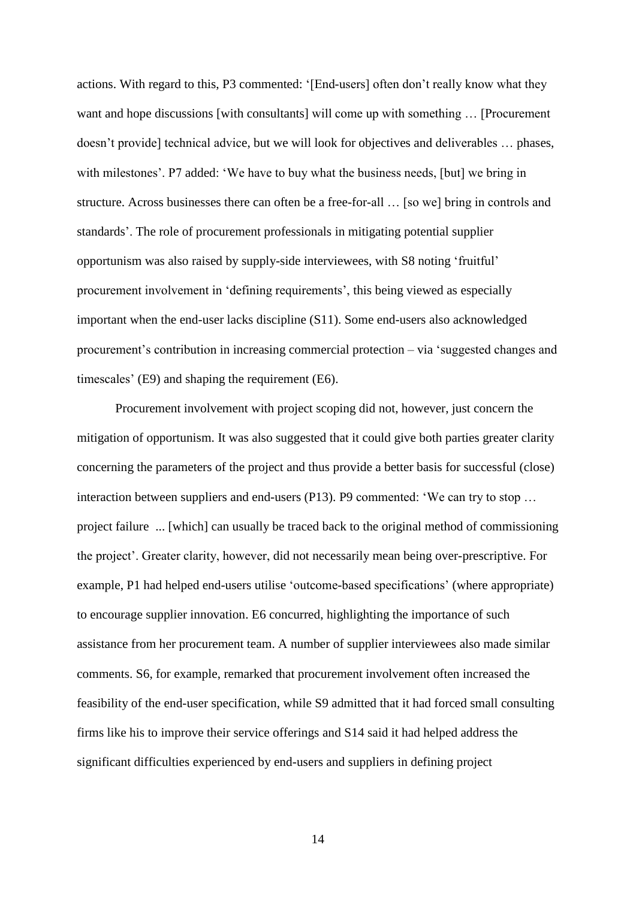actions. With regard to this, P3 commented: '[End-users] often don't really know what they want and hope discussions [with consultants] will come up with something … [Procurement doesn't provide] technical advice, but we will look for objectives and deliverables … phases, with milestones'. P7 added: 'We have to buy what the business needs, [but] we bring in structure. Across businesses there can often be a free-for-all … [so we] bring in controls and standards'. The role of procurement professionals in mitigating potential supplier opportunism was also raised by supply-side interviewees, with S8 noting 'fruitful' procurement involvement in 'defining requirements', this being viewed as especially important when the end-user lacks discipline (S11). Some end-users also acknowledged procurement's contribution in increasing commercial protection – via 'suggested changes and timescales' (E9) and shaping the requirement (E6).

Procurement involvement with project scoping did not, however, just concern the mitigation of opportunism. It was also suggested that it could give both parties greater clarity concerning the parameters of the project and thus provide a better basis for successful (close) interaction between suppliers and end-users (P13). P9 commented: 'We can try to stop … project failure ... [which] can usually be traced back to the original method of commissioning the project'. Greater clarity, however, did not necessarily mean being over-prescriptive. For example, P1 had helped end-users utilise 'outcome-based specifications' (where appropriate) to encourage supplier innovation. E6 concurred, highlighting the importance of such assistance from her procurement team. A number of supplier interviewees also made similar comments. S6, for example, remarked that procurement involvement often increased the feasibility of the end-user specification, while S9 admitted that it had forced small consulting firms like his to improve their service offerings and S14 said it had helped address the significant difficulties experienced by end-users and suppliers in defining project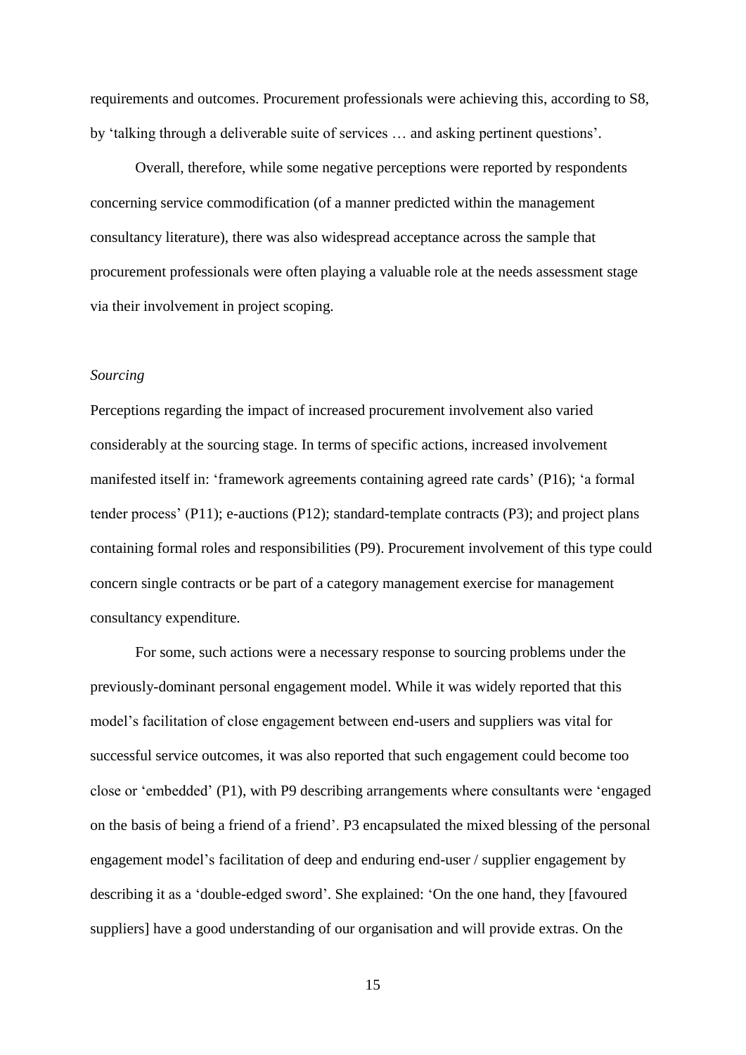requirements and outcomes. Procurement professionals were achieving this, according to S8, by 'talking through a deliverable suite of services … and asking pertinent questions'.

Overall, therefore, while some negative perceptions were reported by respondents concerning service commodification (of a manner predicted within the management consultancy literature), there was also widespread acceptance across the sample that procurement professionals were often playing a valuable role at the needs assessment stage via their involvement in project scoping.

*Sourcing*

Perceptions regarding the impact of increased procurement involvement also varied considerably at the sourcing stage. In terms of specific actions, increased involvement manifested itself in: 'framework agreements containing agreed rate cards' (P16); 'a formal tender process' (P11); e-auctions (P12); standard-template contracts (P3); and project plans containing formal roles and responsibilities (P9). Procurement involvement of this type could concern single contracts or be part of a category management exercise for management consultancy expenditure.

For some, such actions were a necessary response to sourcing problems under the previously-dominant personal engagement model. While it was widely reported that this model's facilitation of close engagement between end-users and suppliers was vital for successful service outcomes, it was also reported that such engagement could become too close or 'embedded' (P1), with P9 describing arrangements where consultants were 'engaged on the basis of being a friend of a friend'. P3 encapsulated the mixed blessing of the personal engagement model's facilitation of deep and enduring end-user / supplier engagement by describing it as a 'double-edged sword'. She explained: 'On the one hand, they [favoured suppliers] have a good understanding of our organisation and will provide extras. On the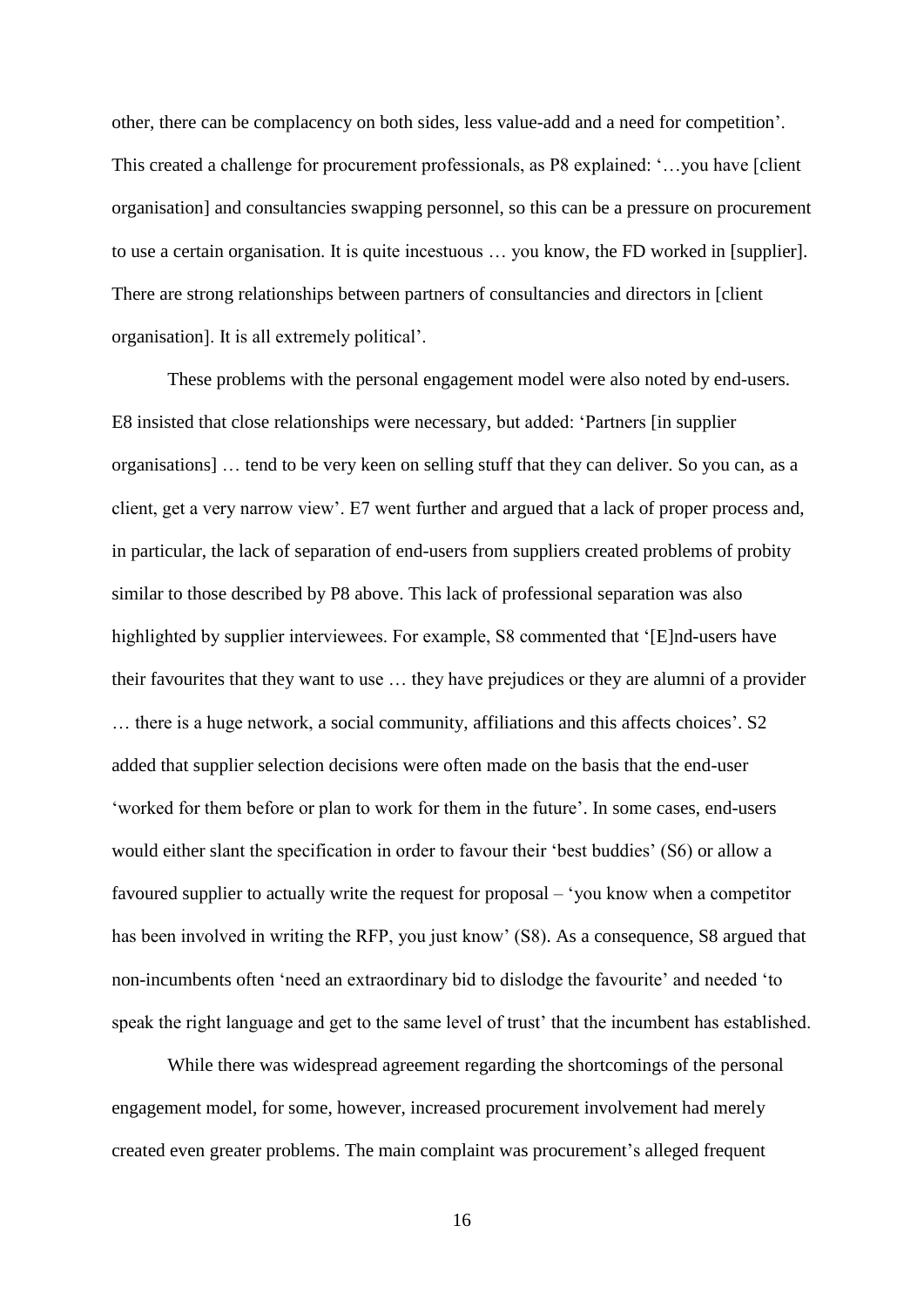other, there can be complacency on both sides, less value-add and a need for competition'. This created a challenge for procurement professionals, as P8 explained: '…you have [client organisation] and consultancies swapping personnel, so this can be a pressure on procurement to use a certain organisation. It is quite incestuous … you know, the FD worked in [supplier]. There are strong relationships between partners of consultancies and directors in [client organisation]. It is all extremely political'.

These problems with the personal engagement model were also noted by end-users. E8 insisted that close relationships were necessary, but added: 'Partners [in supplier organisations] … tend to be very keen on selling stuff that they can deliver. So you can, as a client, get a very narrow view'. E7 went further and argued that a lack of proper process and, in particular, the lack of separation of end-users from suppliers created problems of probity similar to those described by P8 above. This lack of professional separation was also highlighted by supplier interviewees. For example, S8 commented that '[E]nd-users have their favourites that they want to use … they have prejudices or they are alumni of a provider … there is a huge network, a social community, affiliations and this affects choices'. S2 added that supplier selection decisions were often made on the basis that the end-user 'worked for them before or plan to work for them in the future'. In some cases, end-users would either slant the specification in order to favour their 'best buddies' (S6) or allow a favoured supplier to actually write the request for proposal – 'you know when a competitor has been involved in writing the RFP, you just know' (S8). As a consequence, S8 argued that non-incumbents often 'need an extraordinary bid to dislodge the favourite' and needed 'to speak the right language and get to the same level of trust' that the incumbent has established.

While there was widespread agreement regarding the shortcomings of the personal engagement model, for some, however, increased procurement involvement had merely created even greater problems. The main complaint was procurement's alleged frequent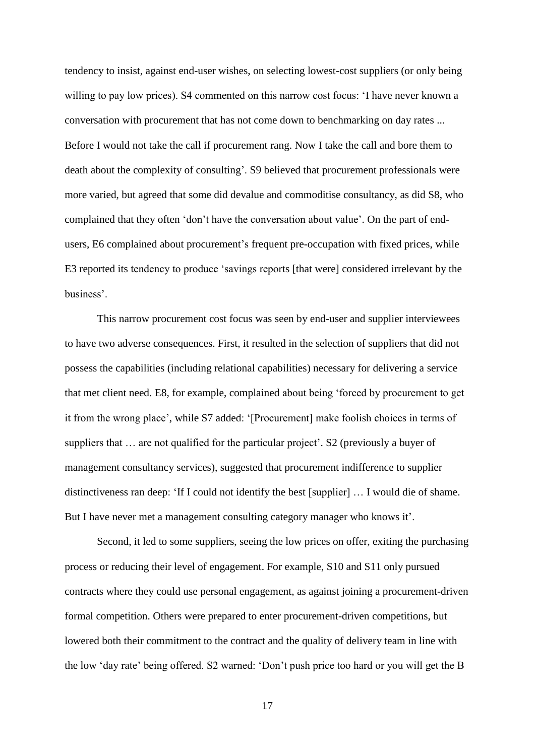tendency to insist, against end-user wishes, on selecting lowest-cost suppliers (or only being willing to pay low prices). S4 commented on this narrow cost focus: 'I have never known a conversation with procurement that has not come down to benchmarking on day rates ... Before I would not take the call if procurement rang. Now I take the call and bore them to death about the complexity of consulting'. S9 believed that procurement professionals were more varied, but agreed that some did devalue and commoditise consultancy, as did S8, who complained that they often 'don't have the conversation about value'. On the part of end-users, E6 complained about procurement's frequent pre-occupation with fixed prices, while E3 reported its tendency to produce 'savings reports [that were] considered irrelevant by the business'.

This narrow procurement cost focus was seen by end-user and supplier interviewees to have two adverse consequences. First, it resulted in the selection of suppliers that did not possess the capabilities (including relational capabilities) necessary for delivering a service that met client need. E8, for example, complained about being 'forced by procurement to get it from the wrong place', while S7 added: '[Procurement] make foolish choices in terms of suppliers that … are not qualified for the particular project'. S2 (previously a buyer of management consultancy services), suggested that procurement indifference to supplier distinctiveness ran deep: 'If I could not identify the best [supplier] … I would die of shame. But I have never met a management consulting category manager who knows it'.

Second, it led to some suppliers, seeing the low prices on offer, exiting the purchasing process or reducing their level of engagement. For example, S10 and S11 only pursued contracts where they could use personal engagement, as against joining a procurement-driven formal competition. Others were prepared to enter procurement-driven competitions, but lowered both their commitment to the contract and the quality of delivery team in line with the low 'day rate' being offered. S2 warned: 'Don't push price too hard or you will get the B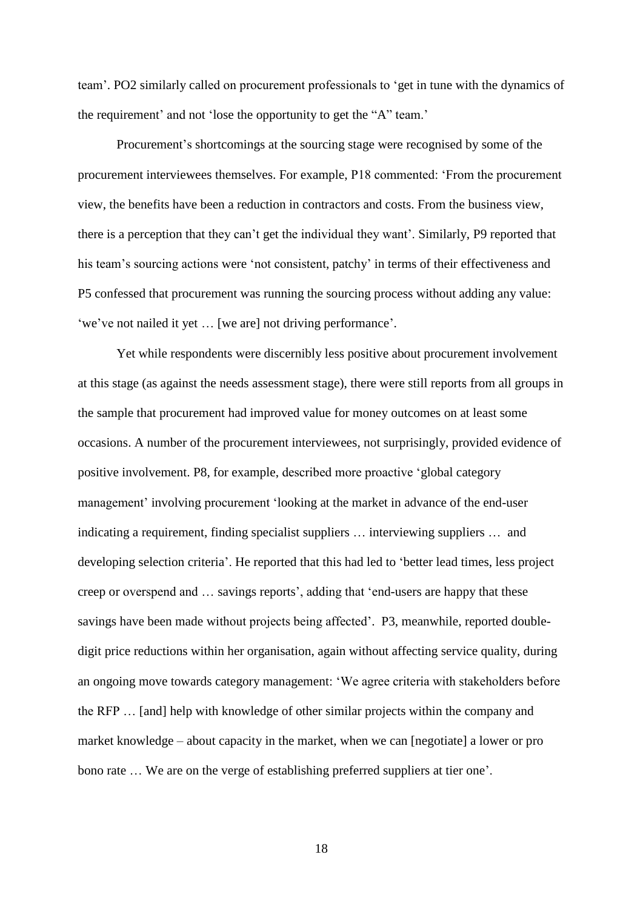team'. PO2 similarly called on procurement professionals to 'get in tune with the dynamics of the requirement' and not 'lose the opportunity to get the "A" team.'

Procurement's shortcomings at the sourcing stage were recognised by some of the procurement interviewees themselves. For example, P18 commented: 'From the procurement view, the benefits have been a reduction in contractors and costs. From the business view, there is a perception that they can't get the individual they want'. Similarly, P9 reported that his team's sourcing actions were 'not consistent, patchy' in terms of their effectiveness and P5 confessed that procurement was running the sourcing process without adding any value: 'we've not nailed it yet … [we are] not driving performance'.

Yet while respondents were discernibly less positive about procurement involvement at this stage (as against the needs assessment stage), there were still reports from all groups in the sample that procurement had improved value for money outcomes on at least some occasions. A number of the procurement interviewees, not surprisingly, provided evidence of positive involvement. P8, for example, described more proactive 'global category management' involving procurement 'looking at the market in advance of the end-user indicating a requirement, finding specialist suppliers … interviewing suppliers … and developing selection criteria'. He reported that this had led to 'better lead times, less project creep or overspend and … savings reports', adding that 'end-users are happy that these savings have been made without projects being affected'. P3, meanwhile, reported double-digit price reductions within her organisation, again without affecting service quality, during an ongoing move towards category management: 'We agree criteria with stakeholders before the RFP … [and] help with knowledge of other similar projects within the company and market knowledge – about capacity in the market, when we can [negotiate] a lower or pro bono rate … We are on the verge of establishing preferred suppliers at tier one'.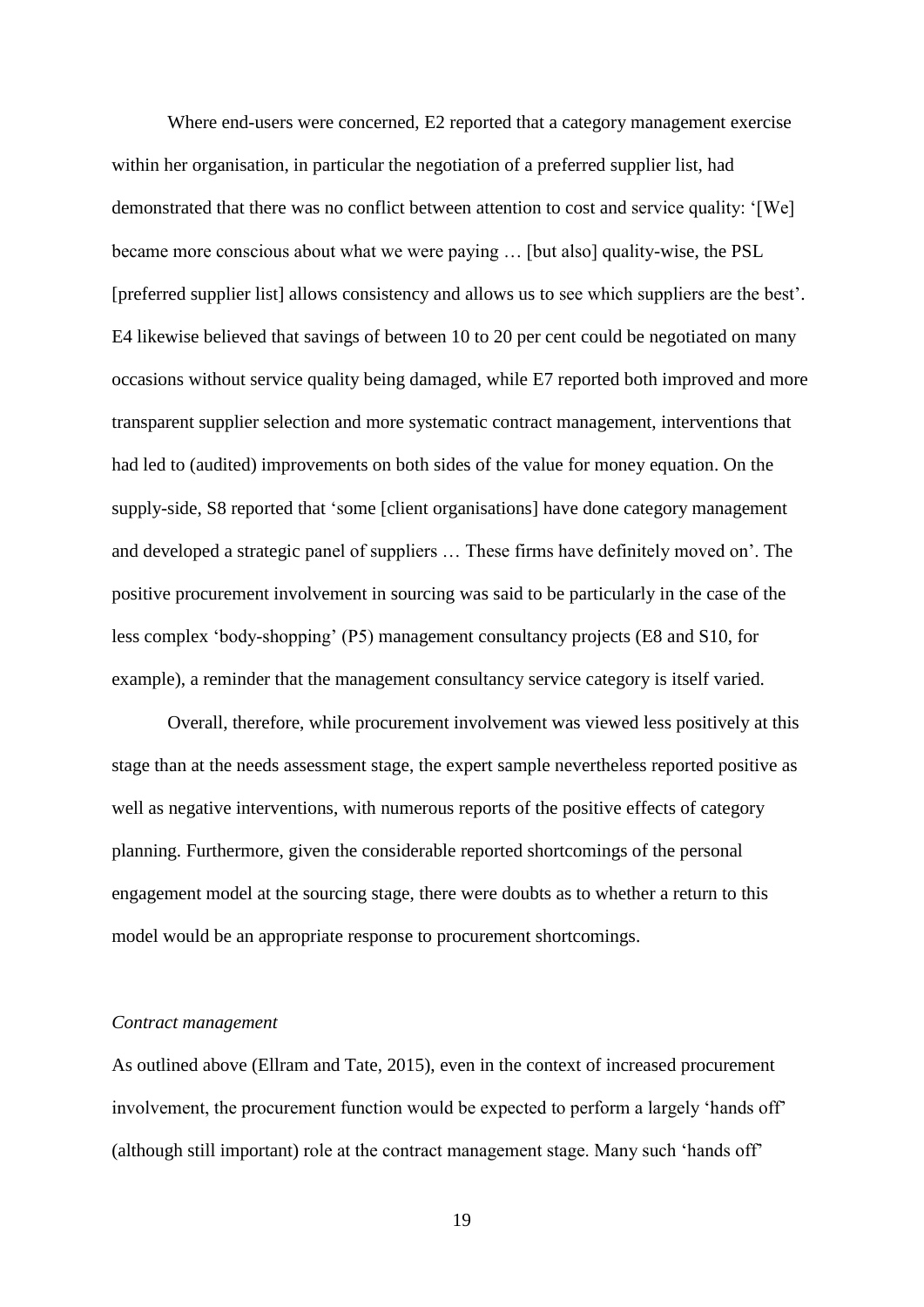Where end-users were concerned, E2 reported that a category management exercise within her organisation, in particular the negotiation of a preferred supplier list, had demonstrated that there was no conflict between attention to cost and service quality: '[We] became more conscious about what we were paying … [but also] quality-wise, the PSL [preferred supplier list] allows consistency and allows us to see which suppliers are the best'. E4 likewise believed that savings of between 10 to 20 per cent could be negotiated on many occasions without service quality being damaged, while E7 reported both improved and more transparent supplier selection and more systematic contract management, interventions that had led to (audited) improvements on both sides of the value for money equation. On the supply-side, S8 reported that 'some [client organisations] have done category management and developed a strategic panel of suppliers … These firms have definitely moved on'. The positive procurement involvement in sourcing was said to be particularly in the case of the less complex 'body-shopping' (P5) management consultancy projects (E8 and S10, for example), a reminder that the management consultancy service category is itself varied.

Overall, therefore, while procurement involvement was viewed less positively at this stage than at the needs assessment stage, the expert sample nevertheless reported positive as well as negative interventions, with numerous reports of the positive effects of category planning. Furthermore, given the considerable reported shortcomings of the personal engagement model at the sourcing stage, there were doubts as to whether a return to this model would be an appropriate response to procurement shortcomings.

*Contract management*

As outlined above (Ellram and Tate, 2015), even in the context of increased procurement involvement, the procurement function would be expected to perform a largely 'hands off' (although still important) role at the contract management stage. Many such 'hands off'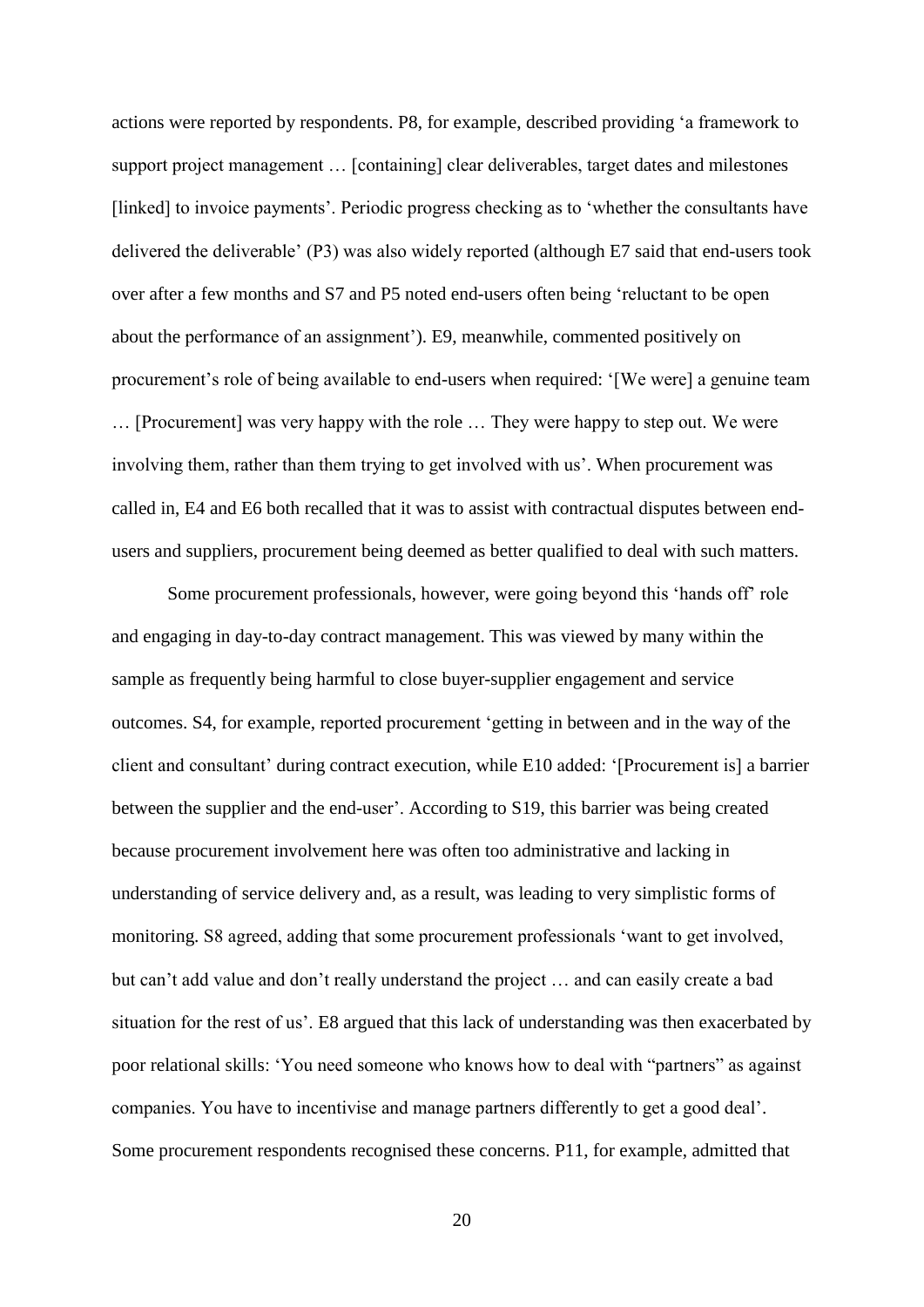actions were reported by respondents. P8, for example, described providing 'a framework to support project management … [containing] clear deliverables, target dates and milestones [linked] to invoice payments'. Periodic progress checking as to 'whether the consultants have delivered the deliverable' (P3) was also widely reported (although E7 said that end-users took over after a few months and S7 and P5 noted end-users often being 'reluctant to be open about the performance of an assignment'). E9, meanwhile, commented positively on procurement's role of being available to end-users when required: '[We were] a genuine team … [Procurement] was very happy with the role … They were happy to step out. We were involving them, rather than them trying to get involved with us'. When procurement was called in, E4 and E6 both recalled that it was to assist with contractual disputes between end-users and suppliers, procurement being deemed as better qualified to deal with such matters.

Some procurement professionals, however, were going beyond this 'hands off' role and engaging in day-to-day contract management. This was viewed by many within the sample as frequently being harmful to close buyer-supplier engagement and service outcomes. S4, for example, reported procurement 'getting in between and in the way of the client and consultant' during contract execution, while E10 added: '[Procurement is] a barrier between the supplier and the end-user'. According to S19, this barrier was being created because procurement involvement here was often too administrative and lacking in understanding of service delivery and, as a result, was leading to very simplistic forms of monitoring. S8 agreed, adding that some procurement professionals 'want to get involved, but can't add value and don't really understand the project … and can easily create a bad situation for the rest of us'. E8 argued that this lack of understanding was then exacerbated by poor relational skills: 'You need someone who knows how to deal with "partners" as against companies. You have to incentivise and manage partners differently to get a good deal'. Some procurement respondents recognised these concerns. P11, for example, admitted that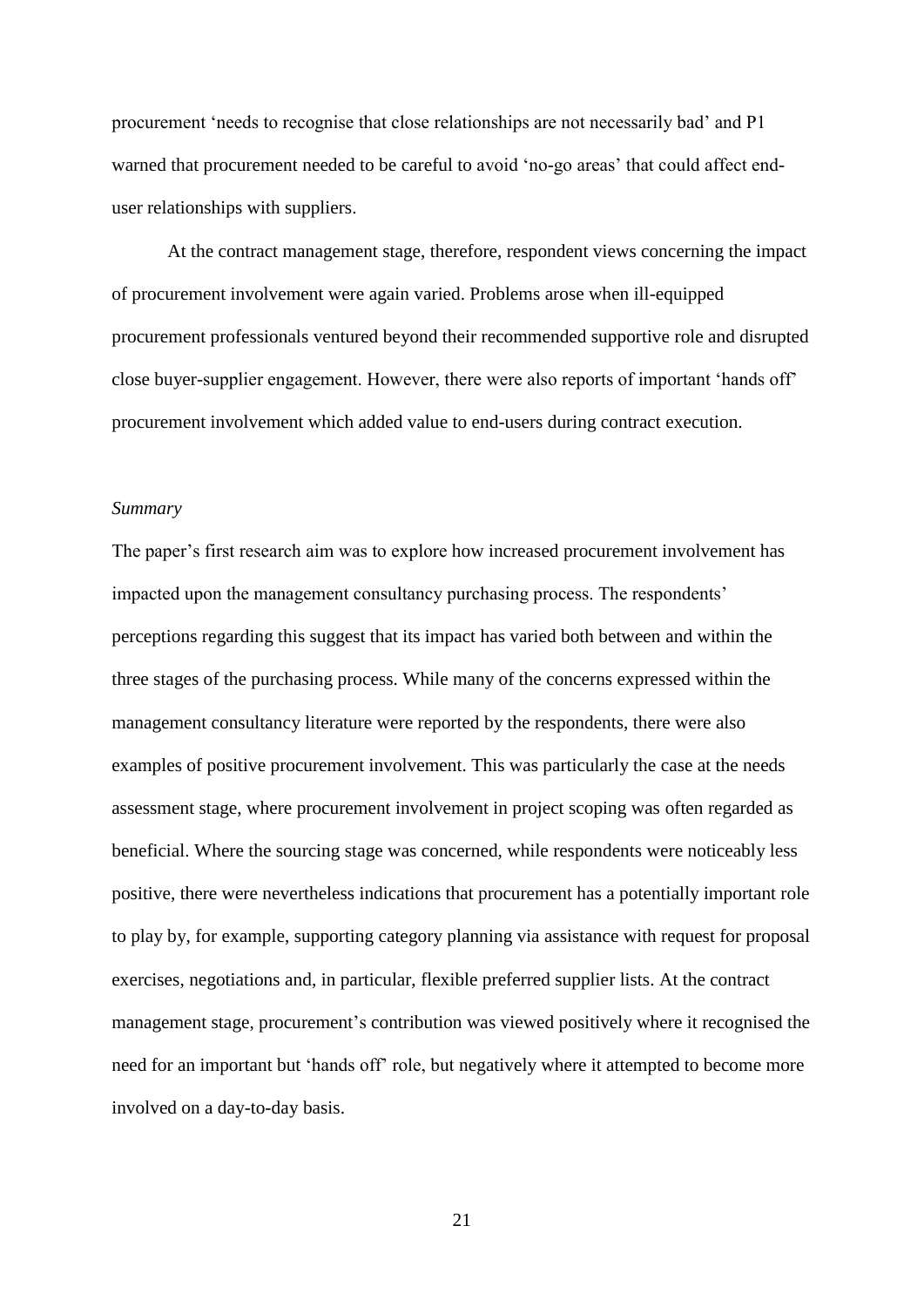procurement 'needs to recognise that close relationships are not necessarily bad' and P1 warned that procurement needed to be careful to avoid 'no-go areas' that could affect end-user relationships with suppliers.

At the contract management stage, therefore, respondent views concerning the impact of procurement involvement were again varied. Problems arose when ill-equipped procurement professionals ventured beyond their recommended supportive role and disrupted close buyer-supplier engagement. However, there were also reports of important 'hands off' procurement involvement which added value to end-users during contract execution.

*Summary*

The paper's first research aim was to explore how increased procurement involvement has impacted upon the management consultancy purchasing process. The respondents' perceptions regarding this suggest that its impact has varied both between and within the three stages of the purchasing process. While many of the concerns expressed within the management consultancy literature were reported by the respondents, there were also examples of positive procurement involvement. This was particularly the case at the needs assessment stage, where procurement involvement in project scoping was often regarded as beneficial. Where the sourcing stage was concerned, while respondents were noticeably less positive, there were nevertheless indications that procurement has a potentially important role to play by, for example, supporting category planning via assistance with request for proposal exercises, negotiations and, in particular, flexible preferred supplier lists. At the contract management stage, procurement's contribution was viewed positively where it recognised the need for an important but 'hands off' role, but negatively where it attempted to become more involved on a day-to-day basis.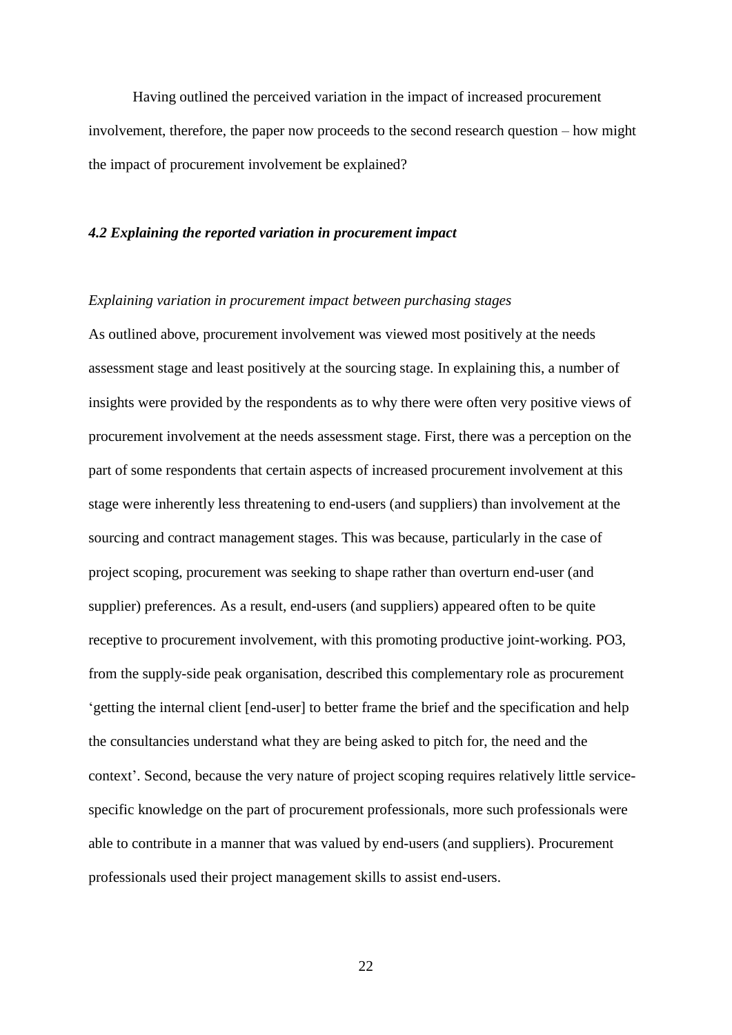Having outlined the perceived variation in the impact of increased procurement involvement, therefore, the paper now proceeds to the second research question – how might the impact of procurement involvement be explained?

### *4.2 Explaining the reported variation in procurement impact*

*Explaining variation in procurement impact between purchasing stages*

As outlined above, procurement involvement was viewed most positively at the needs assessment stage and least positively at the sourcing stage. In explaining this, a number of insights were provided by the respondents as to why there were often very positive views of procurement involvement at the needs assessment stage. First, there was a perception on the part of some respondents that certain aspects of increased procurement involvement at this stage were inherently less threatening to end-users (and suppliers) than involvement at the sourcing and contract management stages. This was because, particularly in the case of project scoping, procurement was seeking to shape rather than overturn end-user (and supplier) preferences. As a result, end-users (and suppliers) appeared often to be quite receptive to procurement involvement, with this promoting productive joint-working. PO3, from the supply-side peak organisation, described this complementary role as procurement 'getting the internal client [end-user] to better frame the brief and the specification and help the consultancies understand what they are being asked to pitch for, the need and the context'. Second, because the very nature of project scoping requires relatively little service-specific knowledge on the part of procurement professionals, more such professionals were able to contribute in a manner that was valued by end-users (and suppliers). Procurement professionals used their project management skills to assist end-users.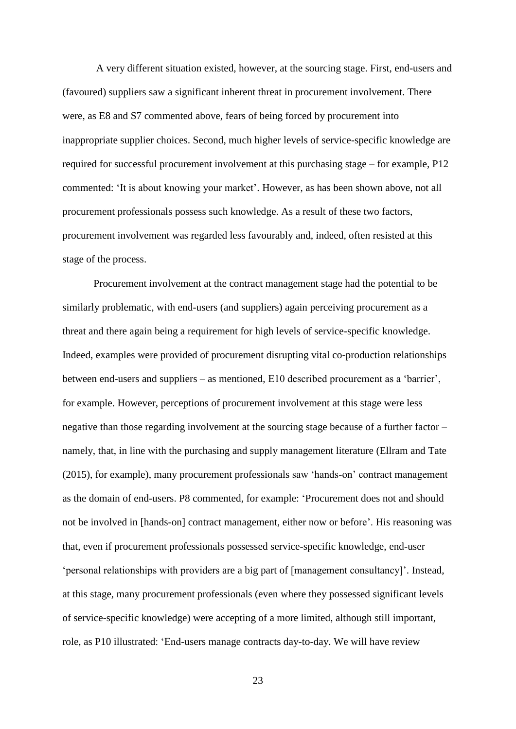A very different situation existed, however, at the sourcing stage. First, end-users and (favoured) suppliers saw a significant inherent threat in procurement involvement. There were, as E8 and S7 commented above, fears of being forced by procurement into inappropriate supplier choices. Second, much higher levels of service-specific knowledge are required for successful procurement involvement at this purchasing stage – for example, P12 commented: 'It is about knowing your market'. However, as has been shown above, not all procurement professionals possess such knowledge. As a result of these two factors, procurement involvement was regarded less favourably and, indeed, often resisted at this stage of the process.

Procurement involvement at the contract management stage had the potential to be similarly problematic, with end-users (and suppliers) again perceiving procurement as a threat and there again being a requirement for high levels of service-specific knowledge. Indeed, examples were provided of procurement disrupting vital co-production relationships between end-users and suppliers – as mentioned, E10 described procurement as a 'barrier', for example. However, perceptions of procurement involvement at this stage were less negative than those regarding involvement at the sourcing stage because of a further factor – namely, that, in line with the purchasing and supply management literature (Ellram and Tate (2015), for example), many procurement professionals saw 'hands-on' contract management as the domain of end-users. P8 commented, for example: 'Procurement does not and should not be involved in [hands-on] contract management, either now or before'. His reasoning was that, even if procurement professionals possessed service-specific knowledge, end-user 'personal relationships with providers are a big part of [management consultancy]'. Instead, at this stage, many procurement professionals (even where they possessed significant levels of service-specific knowledge) were accepting of a more limited, although still important, role, as P10 illustrated: 'End-users manage contracts day-to-day. We will have review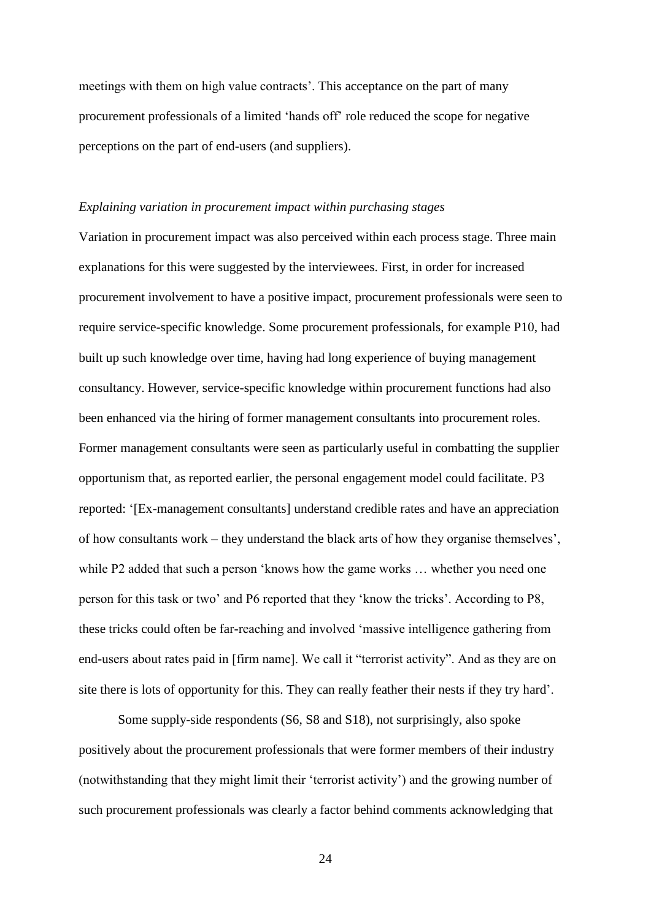meetings with them on high value contracts'. This acceptance on the part of many procurement professionals of a limited 'hands off' role reduced the scope for negative perceptions on the part of end-users (and suppliers).

*Explaining variation in procurement impact within purchasing stages*

Variation in procurement impact was also perceived within each process stage. Three main explanations for this were suggested by the interviewees. First, in order for increased procurement involvement to have a positive impact, procurement professionals were seen to require service-specific knowledge. Some procurement professionals, for example P10, had built up such knowledge over time, having had long experience of buying management consultancy. However, service-specific knowledge within procurement functions had also been enhanced via the hiring of former management consultants into procurement roles. Former management consultants were seen as particularly useful in combatting the supplier opportunism that, as reported earlier, the personal engagement model could facilitate. P3 reported: '[Ex-management consultants] understand credible rates and have an appreciation of how consultants work – they understand the black arts of how they organise themselves', while P2 added that such a person 'knows how the game works … whether you need one person for this task or two' and P6 reported that they 'know the tricks'. According to P8, these tricks could often be far-reaching and involved 'massive intelligence gathering from end-users about rates paid in [firm name]. We call it "terrorist activity". And as they are on site there is lots of opportunity for this. They can really feather their nests if they try hard'.

Some supply-side respondents (S6, S8 and S18), not surprisingly, also spoke positively about the procurement professionals that were former members of their industry (notwithstanding that they might limit their 'terrorist activity') and the growing number of such procurement professionals was clearly a factor behind comments acknowledging that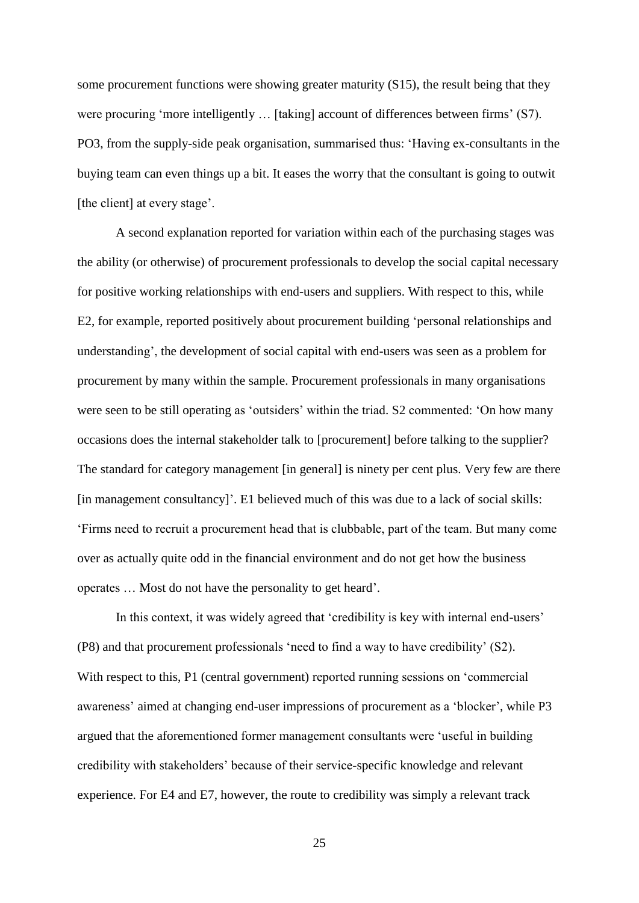some procurement functions were showing greater maturity (S15), the result being that they were procuring 'more intelligently … [taking] account of differences between firms' (S7). PO3, from the supply-side peak organisation, summarised thus: 'Having ex-consultants in the buying team can even things up a bit. It eases the worry that the consultant is going to outwit [the client] at every stage'.

A second explanation reported for variation within each of the purchasing stages was the ability (or otherwise) of procurement professionals to develop the social capital necessary for positive working relationships with end-users and suppliers. With respect to this, while E2, for example, reported positively about procurement building 'personal relationships and understanding', the development of social capital with end-users was seen as a problem for procurement by many within the sample. Procurement professionals in many organisations were seen to be still operating as 'outsiders' within the triad. S2 commented: 'On how many occasions does the internal stakeholder talk to [procurement] before talking to the supplier? The standard for category management [in general] is ninety per cent plus. Very few are there [in management consultancy]'. E1 believed much of this was due to a lack of social skills: 'Firms need to recruit a procurement head that is clubbable, part of the team. But many come over as actually quite odd in the financial environment and do not get how the business operates … Most do not have the personality to get heard'.

In this context, it was widely agreed that 'credibility is key with internal end-users' (P8) and that procurement professionals 'need to find a way to have credibility' (S2). With respect to this, P1 (central government) reported running sessions on 'commercial awareness' aimed at changing end-user impressions of procurement as a 'blocker', while P3 argued that the aforementioned former management consultants were 'useful in building credibility with stakeholders' because of their service-specific knowledge and relevant experience. For E4 and E7, however, the route to credibility was simply a relevant track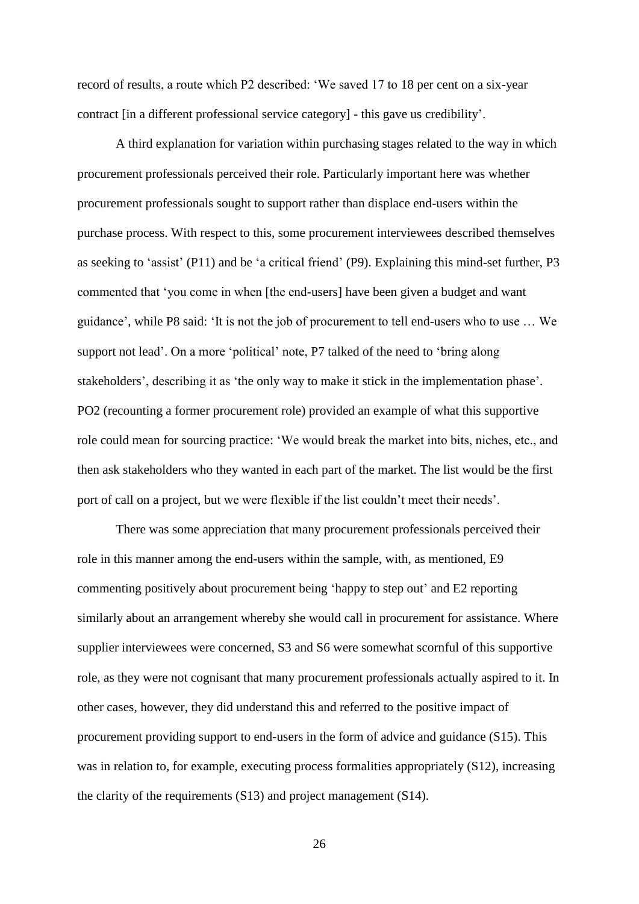record of results, a route which P2 described: 'We saved 17 to 18 per cent on a six-year contract [in a different professional service category] - this gave us credibility'.

A third explanation for variation within purchasing stages related to the way in which procurement professionals perceived their role. Particularly important here was whether procurement professionals sought to support rather than displace end-users within the purchase process. With respect to this, some procurement interviewees described themselves as seeking to 'assist' (P11) and be 'a critical friend' (P9). Explaining this mind-set further, P3 commented that 'you come in when [the end-users] have been given a budget and want guidance', while P8 said: 'It is not the job of procurement to tell end-users who to use … We support not lead'. On a more 'political' note, P7 talked of the need to 'bring along stakeholders', describing it as 'the only way to make it stick in the implementation phase'. PO2 (recounting a former procurement role) provided an example of what this supportive role could mean for sourcing practice: 'We would break the market into bits, niches, etc., and then ask stakeholders who they wanted in each part of the market. The list would be the first port of call on a project, but we were flexible if the list couldn't meet their needs'.

There was some appreciation that many procurement professionals perceived their role in this manner among the end-users within the sample, with, as mentioned, E9 commenting positively about procurement being 'happy to step out' and E2 reporting similarly about an arrangement whereby she would call in procurement for assistance. Where supplier interviewees were concerned, S3 and S6 were somewhat scornful of this supportive role, as they were not cognisant that many procurement professionals actually aspired to it. In other cases, however, they did understand this and referred to the positive impact of procurement providing support to end-users in the form of advice and guidance (S15). This was in relation to, for example, executing process formalities appropriately (S12), increasing the clarity of the requirements (S13) and project management (S14).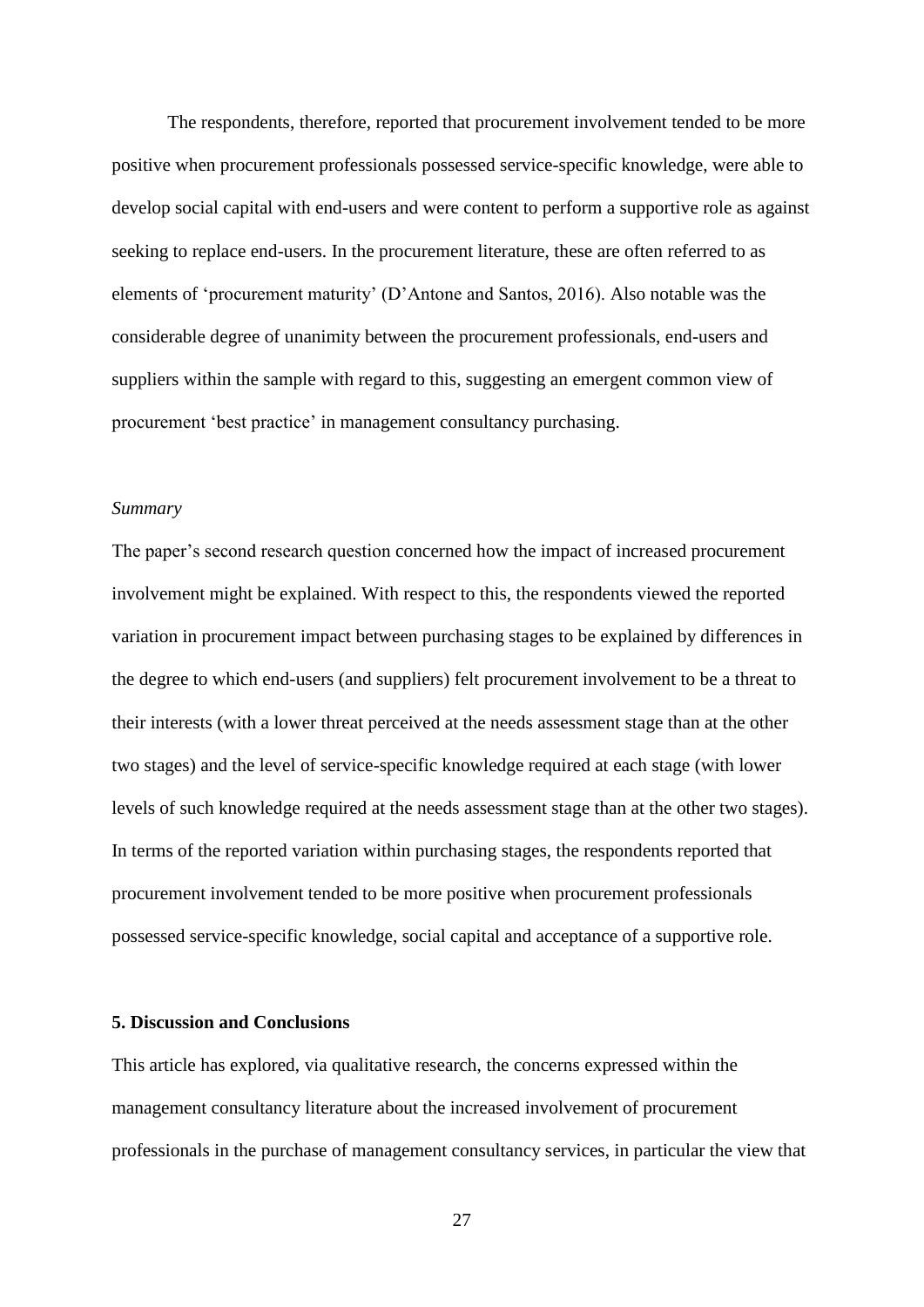The respondents, therefore, reported that procurement involvement tended to be more positive when procurement professionals possessed service-specific knowledge, were able to develop social capital with end-users and were content to perform a supportive role as against seeking to replace end-users. In the procurement literature, these are often referred to as elements of 'procurement maturity' (D'Antone and Santos, 2016). Also notable was the considerable degree of unanimity between the procurement professionals, end-users and suppliers within the sample with regard to this, suggesting an emergent common view of procurement 'best practice' in management consultancy purchasing.

*Summary*

The paper's second research question concerned how the impact of increased procurement involvement might be explained. With respect to this, the respondents viewed the reported variation in procurement impact between purchasing stages to be explained by differences in the degree to which end-users (and suppliers) felt procurement involvement to be a threat to their interests (with a lower threat perceived at the needs assessment stage than at the other two stages) and the level of service-specific knowledge required at each stage (with lower levels of such knowledge required at the needs assessment stage than at the other two stages). In terms of the reported variation within purchasing stages, the respondents reported that procurement involvement tended to be more positive when procurement professionals possessed service-specific knowledge, social capital and acceptance of a supportive role.

## 5. Discussion and Conclusions

This article has explored, via qualitative research, the concerns expressed within the management consultancy literature about the increased involvement of procurement professionals in the purchase of management consultancy services, in particular the view that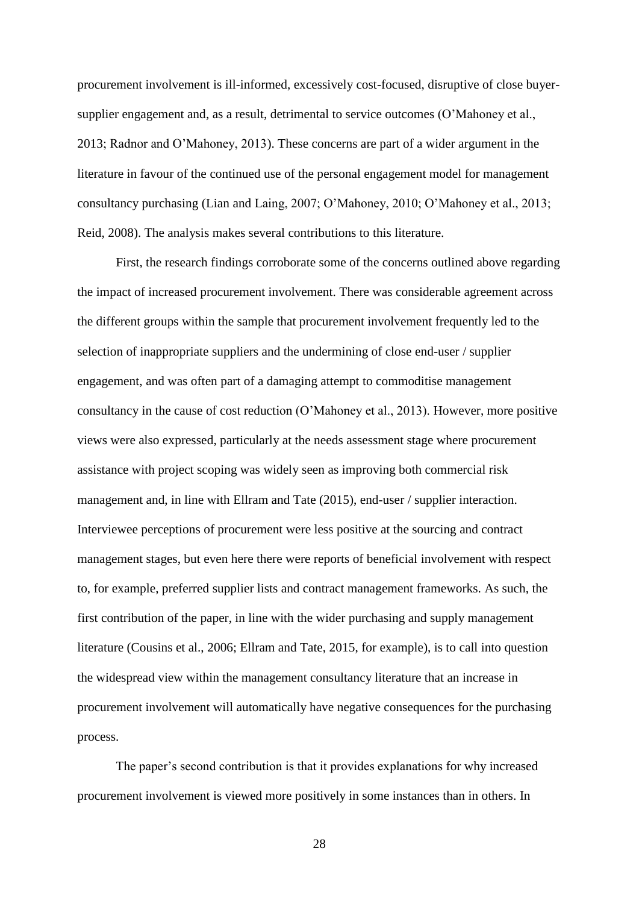procurement involvement is ill-informed, excessively cost-focused, disruptive of close buyer-supplier engagement and, as a result, detrimental to service outcomes (O'Mahoney et al., 2013; Radnor and O'Mahoney, 2013). These concerns are part of a wider argument in the literature in favour of the continued use of the personal engagement model for management consultancy purchasing (Lian and Laing, 2007; O'Mahoney, 2010; O'Mahoney et al., 2013; Reid, 2008). The analysis makes several contributions to this literature.

First, the research findings corroborate some of the concerns outlined above regarding the impact of increased procurement involvement. There was considerable agreement across the different groups within the sample that procurement involvement frequently led to the selection of inappropriate suppliers and the undermining of close end-user / supplier engagement, and was often part of a damaging attempt to commoditise management consultancy in the cause of cost reduction (O'Mahoney et al., 2013). However, more positive views were also expressed, particularly at the needs assessment stage where procurement assistance with project scoping was widely seen as improving both commercial risk management and, in line with Ellram and Tate (2015), end-user / supplier interaction. Interviewee perceptions of procurement were less positive at the sourcing and contract management stages, but even here there were reports of beneficial involvement with respect to, for example, preferred supplier lists and contract management frameworks. As such, the first contribution of the paper, in line with the wider purchasing and supply management literature (Cousins et al., 2006; Ellram and Tate, 2015, for example), is to call into question the widespread view within the management consultancy literature that an increase in procurement involvement will automatically have negative consequences for the purchasing process.

The paper's second contribution is that it provides explanations for why increased procurement involvement is viewed more positively in some instances than in others. In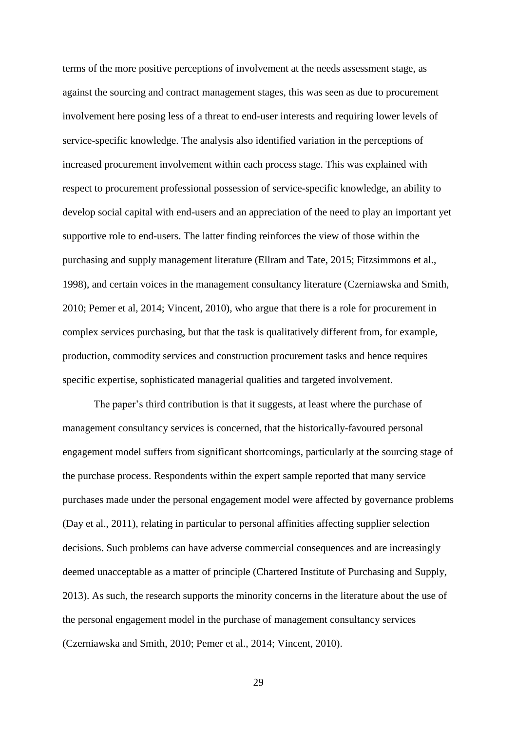terms of the more positive perceptions of involvement at the needs assessment stage, as against the sourcing and contract management stages, this was seen as due to procurement involvement here posing less of a threat to end-user interests and requiring lower levels of service-specific knowledge. The analysis also identified variation in the perceptions of increased procurement involvement within each process stage. This was explained with respect to procurement professional possession of service-specific knowledge, an ability to develop social capital with end-users and an appreciation of the need to play an important yet supportive role to end-users. The latter finding reinforces the view of those within the purchasing and supply management literature (Ellram and Tate, 2015; Fitzsimmons et al., 1998), and certain voices in the management consultancy literature (Czerniawska and Smith, 2010; Pemer et al, 2014; Vincent, 2010), who argue that there is a role for procurement in complex services purchasing, but that the task is qualitatively different from, for example, production, commodity services and construction procurement tasks and hence requires specific expertise, sophisticated managerial qualities and targeted involvement.

The paper's third contribution is that it suggests, at least where the purchase of management consultancy services is concerned, that the historically-favoured personal engagement model suffers from significant shortcomings, particularly at the sourcing stage of the purchase process. Respondents within the expert sample reported that many service purchases made under the personal engagement model were affected by governance problems (Day et al., 2011), relating in particular to personal affinities affecting supplier selection decisions. Such problems can have adverse commercial consequences and are increasingly deemed unacceptable as a matter of principle (Chartered Institute of Purchasing and Supply, 2013). As such, the research supports the minority concerns in the literature about the use of the personal engagement model in the purchase of management consultancy services (Czerniawska and Smith, 2010; Pemer et al., 2014; Vincent, 2010).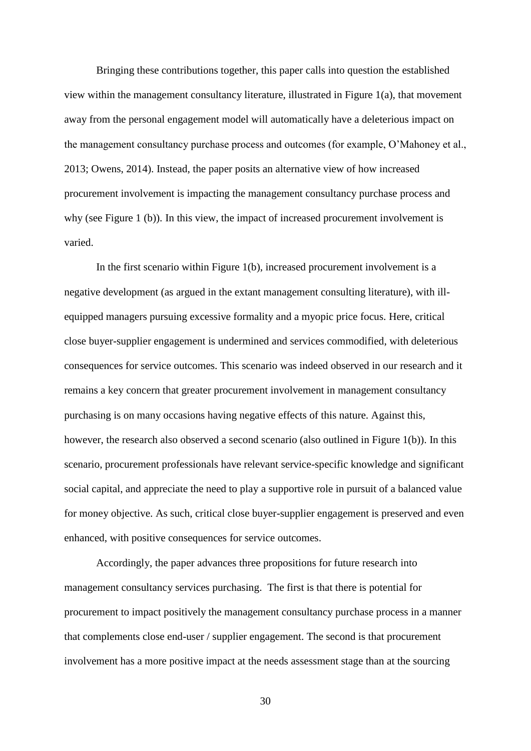Bringing these contributions together, this paper calls into question the established view within the management consultancy literature, illustrated in Figure 1(a), that movement away from the personal engagement model will automatically have a deleterious impact on the management consultancy purchase process and outcomes (for example, O'Mahoney et al., 2013; Owens, 2014). Instead, the paper posits an alternative view of how increased procurement involvement is impacting the management consultancy purchase process and why (see Figure 1 (b)). In this view, the impact of increased procurement involvement is varied.

In the first scenario within Figure 1(b), increased procurement involvement is a negative development (as argued in the extant management consulting literature), with ill-equipped managers pursuing excessive formality and a myopic price focus. Here, critical close buyer-supplier engagement is undermined and services commodified, with deleterious consequences for service outcomes. This scenario was indeed observed in our research and it remains a key concern that greater procurement involvement in management consultancy purchasing is on many occasions having negative effects of this nature. Against this, however, the research also observed a second scenario (also outlined in Figure 1(b)). In this scenario, procurement professionals have relevant service-specific knowledge and significant social capital, and appreciate the need to play a supportive role in pursuit of a balanced value for money objective. As such, critical close buyer-supplier engagement is preserved and even enhanced, with positive consequences for service outcomes.

Accordingly, the paper advances three propositions for future research into management consultancy services purchasing. The first is that there is potential for procurement to impact positively the management consultancy purchase process in a manner that complements close end-user / supplier engagement. The second is that procurement involvement has a more positive impact at the needs assessment stage than at the sourcing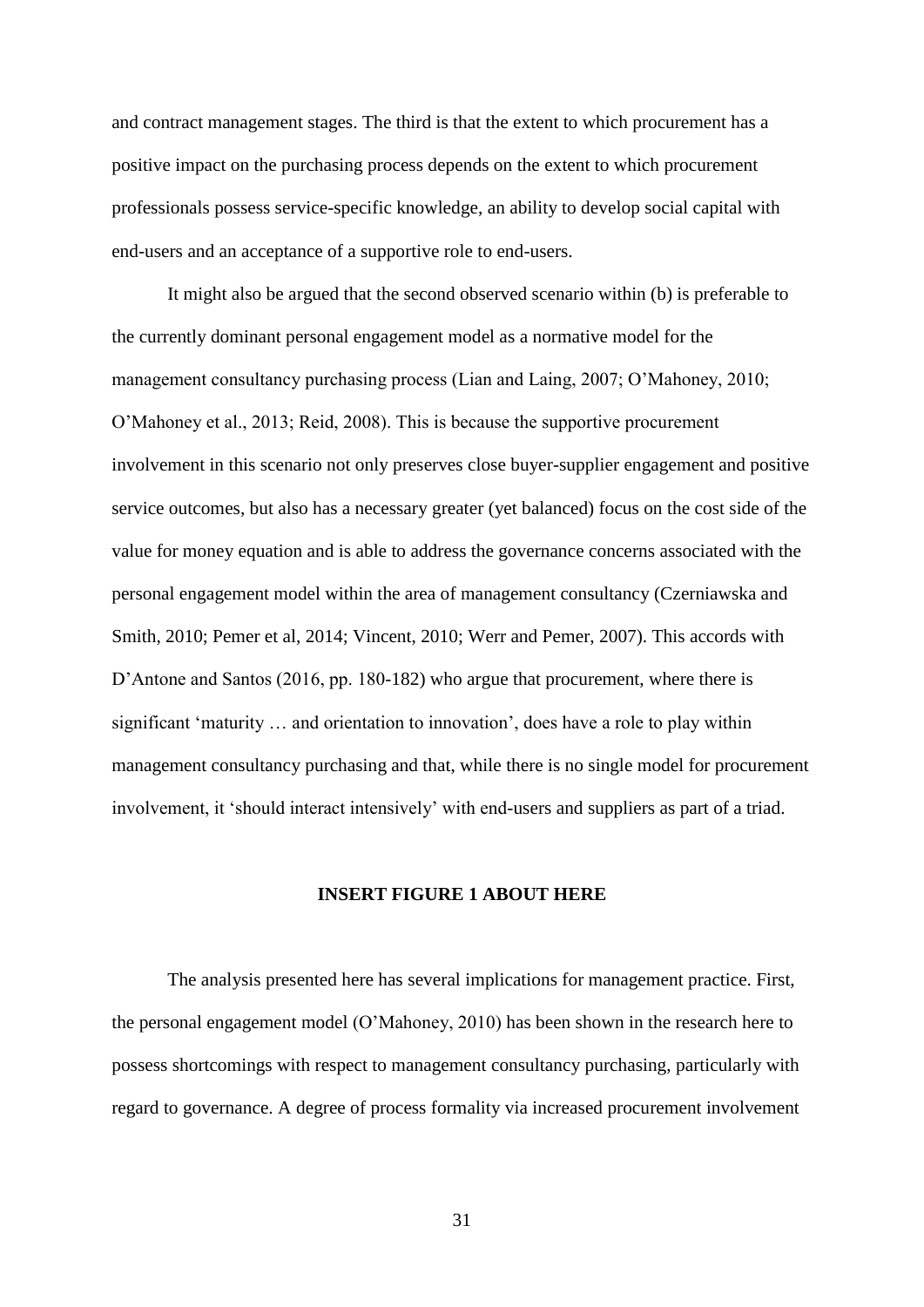and contract management stages. The third is that the extent to which procurement has a positive impact on the purchasing process depends on the extent to which procurement professionals possess service-specific knowledge, an ability to develop social capital with end-users and an acceptance of a supportive role to end-users.

It might also be argued that the second observed scenario within (b) is preferable to the currently dominant personal engagement model as a normative model for the management consultancy purchasing process (Lian and Laing, 2007; O'Mahoney, 2010; O'Mahoney et al., 2013; Reid, 2008). This is because the supportive procurement involvement in this scenario not only preserves close buyer-supplier engagement and positive service outcomes, but also has a necessary greater (yet balanced) focus on the cost side of the value for money equation and is able to address the governance concerns associated with the personal engagement model within the area of management consultancy (Czerniawska and Smith, 2010; Pemer et al, 2014; Vincent, 2010; Werr and Pemer, 2007). This accords with D'Antone and Santos (2016, pp. 180-182) who argue that procurement, where there is significant 'maturity … and orientation to innovation', does have a role to play within management consultancy purchasing and that, while there is no single model for procurement involvement, it 'should interact intensively' with end-users and suppliers as part of a triad.

**INSERT FIGURE 1 ABOUT HERE**

The analysis presented here has several implications for management practice. First, the personal engagement model (O'Mahoney, 2010) has been shown in the research here to possess shortcomings with respect to management consultancy purchasing, particularly with regard to governance. A degree of process formality via increased procurement involvement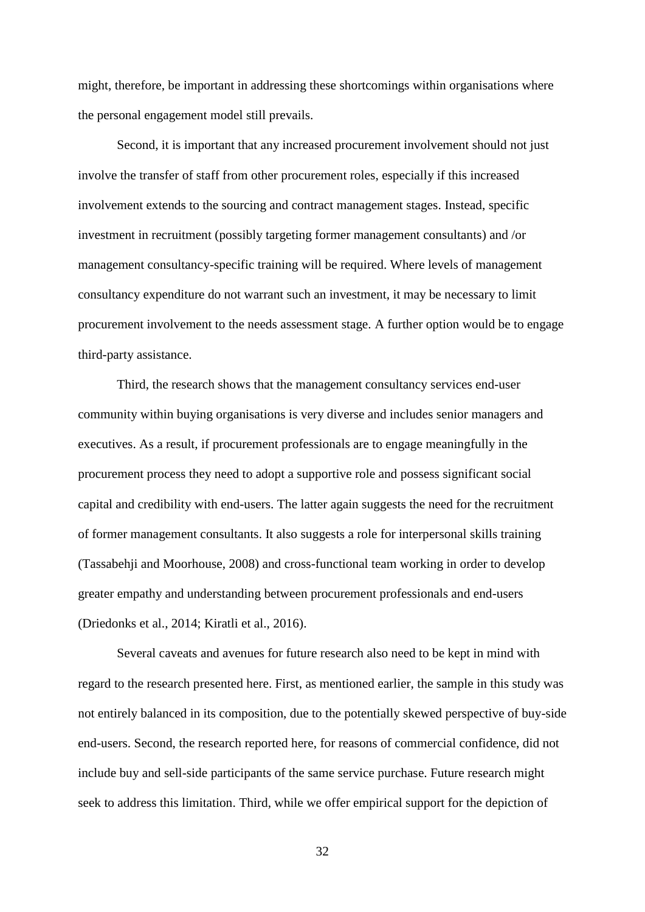might, therefore, be important in addressing these shortcomings within organisations where the personal engagement model still prevails.

Second, it is important that any increased procurement involvement should not just involve the transfer of staff from other procurement roles, especially if this increased involvement extends to the sourcing and contract management stages. Instead, specific investment in recruitment (possibly targeting former management consultants) and /or management consultancy-specific training will be required. Where levels of management consultancy expenditure do not warrant such an investment, it may be necessary to limit procurement involvement to the needs assessment stage. A further option would be to engage third-party assistance.

Third, the research shows that the management consultancy services end-user community within buying organisations is very diverse and includes senior managers and executives. As a result, if procurement professionals are to engage meaningfully in the procurement process they need to adopt a supportive role and possess significant social capital and credibility with end-users. The latter again suggests the need for the recruitment of former management consultants. It also suggests a role for interpersonal skills training (Tassabehji and Moorhouse, 2008) and cross-functional team working in order to develop greater empathy and understanding between procurement professionals and end-users (Driedonks et al., 2014; Kiratli et al., 2016).

Several caveats and avenues for future research also need to be kept in mind with regard to the research presented here. First, as mentioned earlier, the sample in this study was not entirely balanced in its composition, due to the potentially skewed perspective of buy-side end-users. Second, the research reported here, for reasons of commercial confidence, did not include buy and sell-side participants of the same service purchase. Future research might seek to address this limitation. Third, while we offer empirical support for the depiction of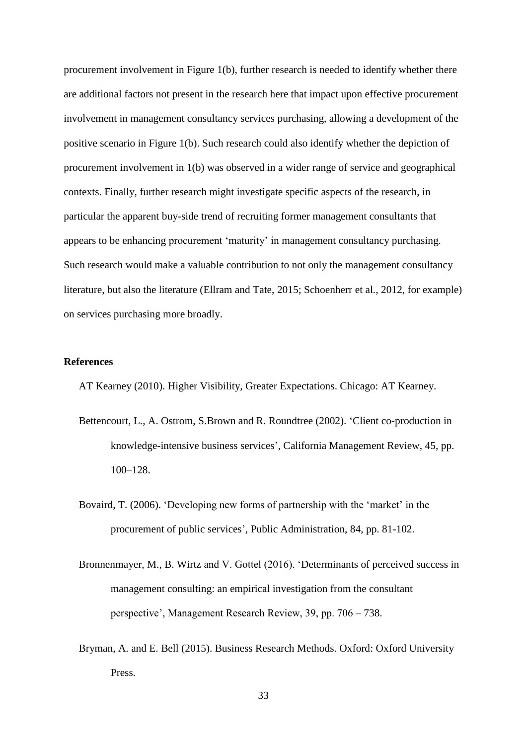procurement involvement in Figure 1(b), further research is needed to identify whether there are additional factors not present in the research here that impact upon effective procurement involvement in management consultancy services purchasing, allowing a development of the positive scenario in Figure 1(b). Such research could also identify whether the depiction of procurement involvement in 1(b) was observed in a wider range of service and geographical contexts. Finally, further research might investigate specific aspects of the research, in particular the apparent buy-side trend of recruiting former management consultants that appears to be enhancing procurement 'maturity' in management consultancy purchasing. Such research would make a valuable contribution to not only the management consultancy literature, but also the literature (Ellram and Tate, 2015; Schoenherr et al., 2012, for example) on services purchasing more broadly.

**References**

AT Kearney (2010). Higher Visibility, Greater Expectations. Chicago: AT Kearney.

Bettencourt, L., A. Ostrom, S.Brown and R. Roundtree (2002). 'Client co-production in knowledge-intensive business services', California Management Review, 45, pp. 100–128.

Bovaird, T. (2006). 'Developing new forms of partnership with the 'market' in the procurement of public services', Public Administration, 84, pp. 81-102.

Bronnenmayer, M., B. Wirtz and V. Gottel (2016). 'Determinants of perceived success in management consulting: an empirical investigation from the consultant perspective', Management Research Review, 39, pp. 706 – 738.

Bryman, A. and E. Bell (2015). Business Research Methods. Oxford: Oxford University Press.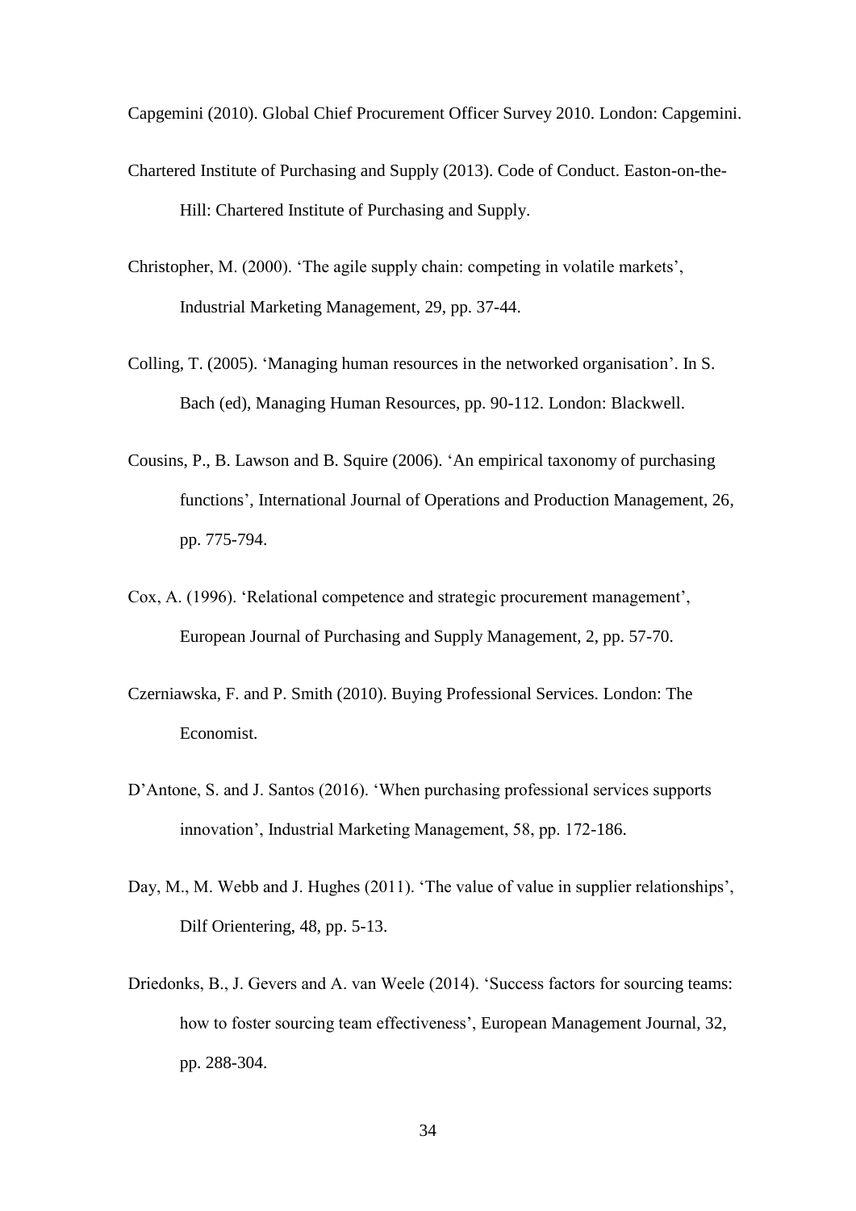Capgemini (2010). Global Chief Procurement Officer Survey 2010. London: Capgemini.

Chartered Institute of Purchasing and Supply (2013). Code of Conduct. Easton-on-the-Hill: Chartered Institute of Purchasing and Supply.

Christopher, M. (2000). 'The agile supply chain: competing in volatile markets', Industrial Marketing Management, 29, pp. 37-44.

Colling, T. (2005). 'Managing human resources in the networked organisation'. In S. Bach (ed), Managing Human Resources, pp. 90-112. London: Blackwell.

Cousins, P., B. Lawson and B. Squire (2006). 'An empirical taxonomy of purchasing functions', International Journal of Operations and Production Management, 26, pp. 775-794.

Cox, A. (1996). 'Relational competence and strategic procurement management', European Journal of Purchasing and Supply Management, 2, pp. 57-70.

Czerniawska, F. and P. Smith (2010). Buying Professional Services. London: The Economist.

D'Antone, S. and J. Santos (2016). 'When purchasing professional services supports innovation', Industrial Marketing Management, 58, pp. 172-186.

Day, M., M. Webb and J. Hughes (2011). 'The value of value in supplier relationships', Dilf Orientering, 48, pp. 5-13.

Driedonks, B., J. Gevers and A. van Weele (2014). 'Success factors for sourcing teams: how to foster sourcing team effectiveness', European Management Journal, 32, pp. 288-304.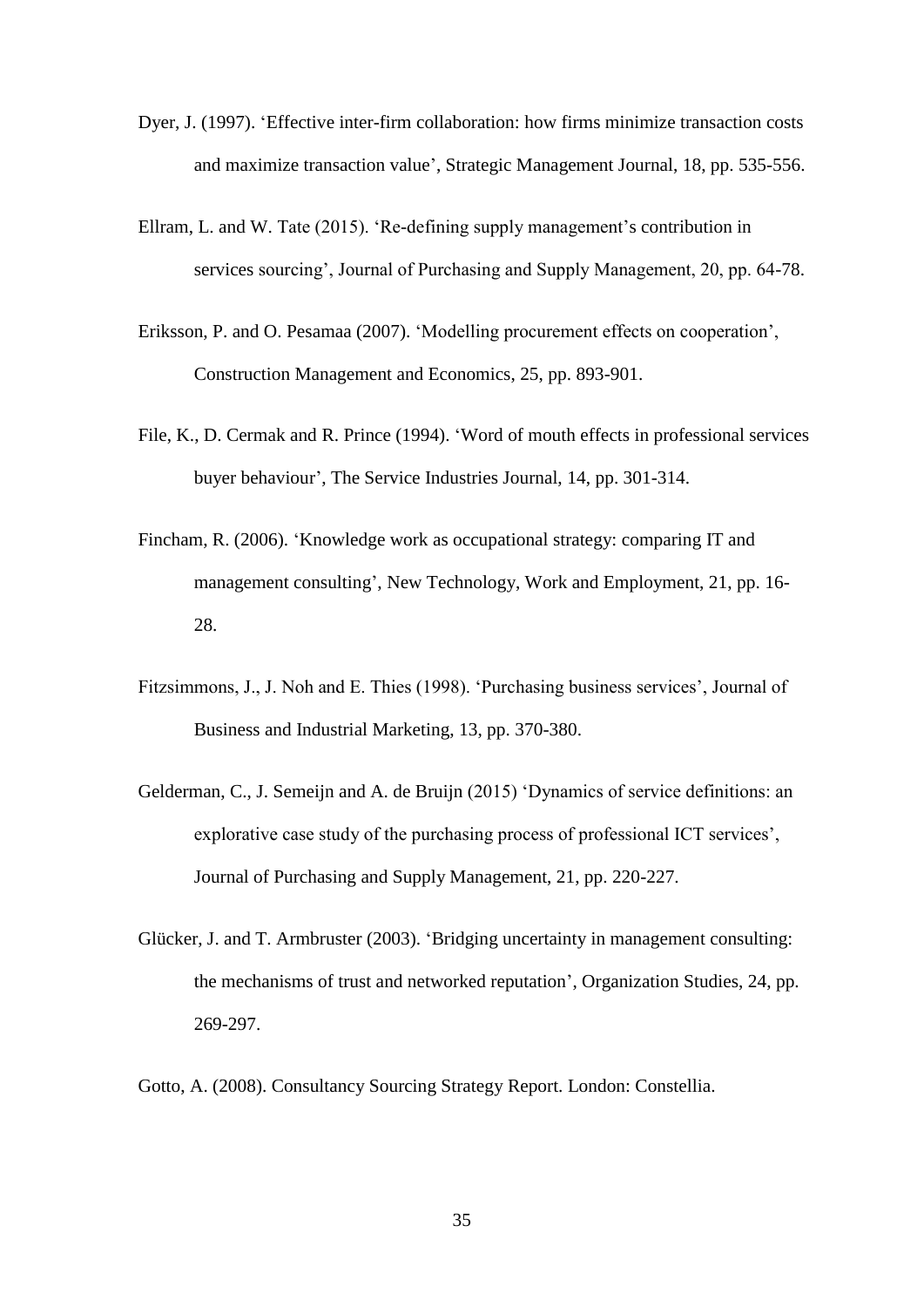Dyer, J. (1997). 'Effective inter-firm collaboration: how firms minimize transaction costs and maximize transaction value', Strategic Management Journal, 18, pp. 535-556.

Ellram, L. and W. Tate (2015). 'Re-defining supply management's contribution in services sourcing', Journal of Purchasing and Supply Management, 20, pp. 64-78.

Eriksson, P. and O. Pesamaa (2007). 'Modelling procurement effects on cooperation', Construction Management and Economics, 25, pp. 893-901.

File, K., D. Cermak and R. Prince (1994). 'Word of mouth effects in professional services buyer behaviour', The Service Industries Journal, 14, pp. 301-314.

Fincham, R. (2006). 'Knowledge work as occupational strategy: comparing IT and management consulting', New Technology, Work and Employment, 21, pp. 16-28.

Fitzsimmons, J., J. Noh and E. Thies (1998). 'Purchasing business services', Journal of Business and Industrial Marketing, 13, pp. 370-380.

Gelderman, C., J. Semeijn and A. de Bruijn (2015) 'Dynamics of service definitions: an explorative case study of the purchasing process of professional ICT services', Journal of Purchasing and Supply Management, 21, pp. 220-227.

Glücker, J. and T. Armbruster (2003). 'Bridging uncertainty in management consulting: the mechanisms of trust and networked reputation', Organization Studies, 24, pp. 269-297.

Gotto, A. (2008). Consultancy Sourcing Strategy Report. London: Constellia.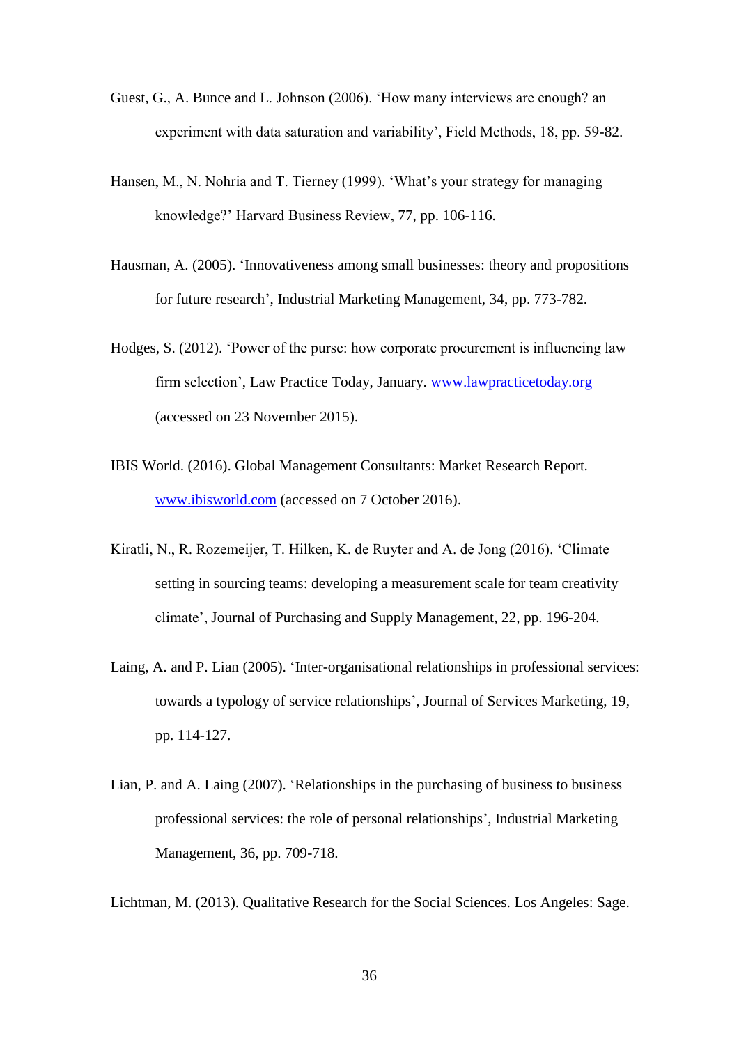Guest, G., A. Bunce and L. Johnson (2006). 'How many interviews are enough? an experiment with data saturation and variability', Field Methods, 18, pp. 59-82.

Hansen, M., N. Nohria and T. Tierney (1999). 'What's your strategy for managing knowledge?' Harvard Business Review, 77, pp. 106-116.

Hausman, A. (2005). 'Innovativeness among small businesses: theory and propositions for future research', Industrial Marketing Management, 34, pp. 773-782.

Hodges, S. (2012). 'Power of the purse: how corporate procurement is influencing law firm selection', Law Practice Today, January. www.lawpracticetoday.org (accessed on 23 November 2015).

IBIS World. (2016). Global Management Consultants: Market Research Report. www.ibisworld.com (accessed on 7 October 2016).

Kiratli, N., R. Rozemeijer, T. Hilken, K. de Ruyter and A. de Jong (2016). 'Climate setting in sourcing teams: developing a measurement scale for team creativity climate', Journal of Purchasing and Supply Management, 22, pp. 196-204.

Laing, A. and P. Lian (2005). 'Inter-organisational relationships in professional services: towards a typology of service relationships', Journal of Services Marketing, 19, pp. 114-127.

Lian, P. and A. Laing (2007). 'Relationships in the purchasing of business to business professional services: the role of personal relationships', Industrial Marketing Management, 36, pp. 709-718.

Lichtman, M. (2013). Qualitative Research for the Social Sciences. Los Angeles: Sage.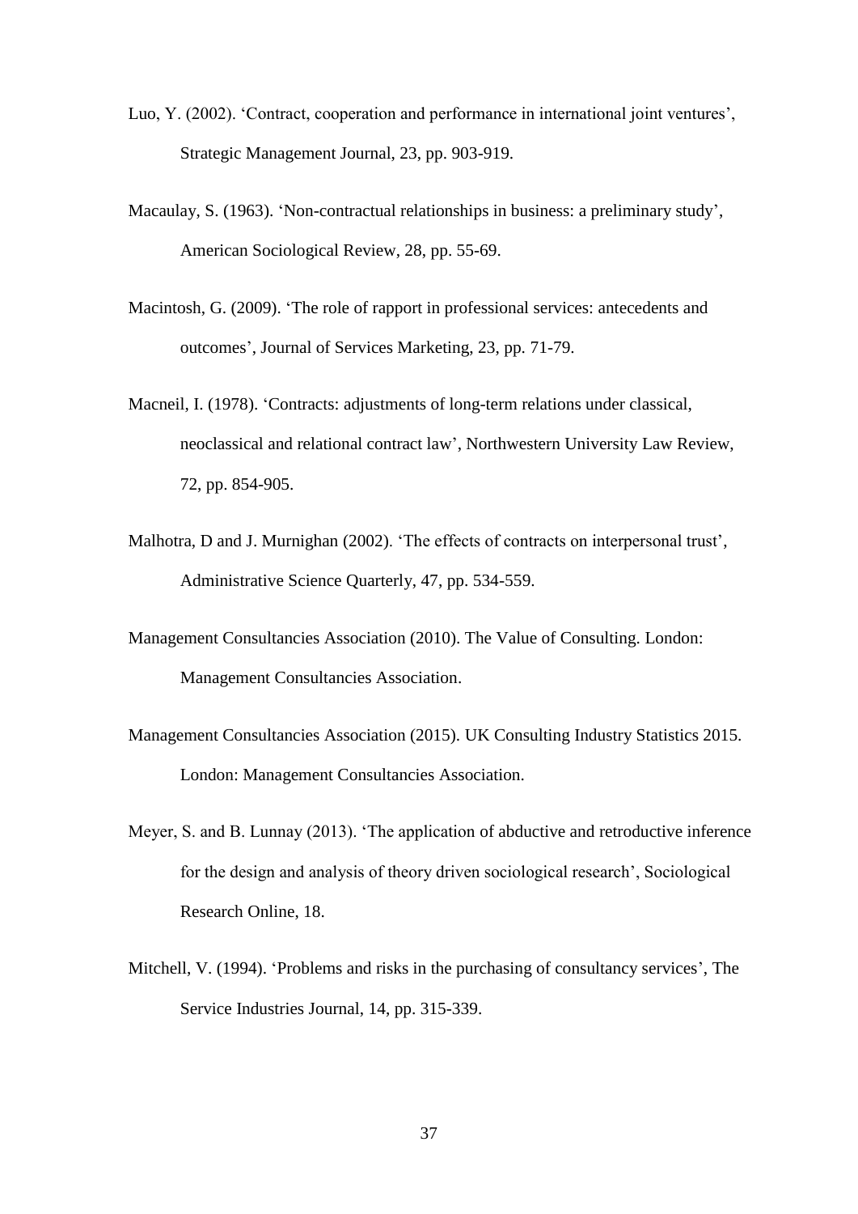Luo, Y. (2002). 'Contract, cooperation and performance in international joint ventures', Strategic Management Journal, 23, pp. 903-919.

Macaulay, S. (1963). 'Non-contractual relationships in business: a preliminary study', American Sociological Review, 28, pp. 55-69.

Macintosh, G. (2009). 'The role of rapport in professional services: antecedents and outcomes', Journal of Services Marketing, 23, pp. 71-79.

Macneil, I. (1978). 'Contracts: adjustments of long-term relations under classical, neoclassical and relational contract law', Northwestern University Law Review, 72, pp. 854-905.

Malhotra, D and J. Murnighan (2002). 'The effects of contracts on interpersonal trust', Administrative Science Quarterly, 47, pp. 534-559.

Management Consultancies Association (2010). The Value of Consulting. London: Management Consultancies Association.

Management Consultancies Association (2015). UK Consulting Industry Statistics 2015. London: Management Consultancies Association.

Meyer, S. and B. Lunnay (2013). 'The application of abductive and retroductive inference for the design and analysis of theory driven sociological research', Sociological Research Online, 18.

Mitchell, V. (1994). 'Problems and risks in the purchasing of consultancy services', The Service Industries Journal, 14, pp. 315-339.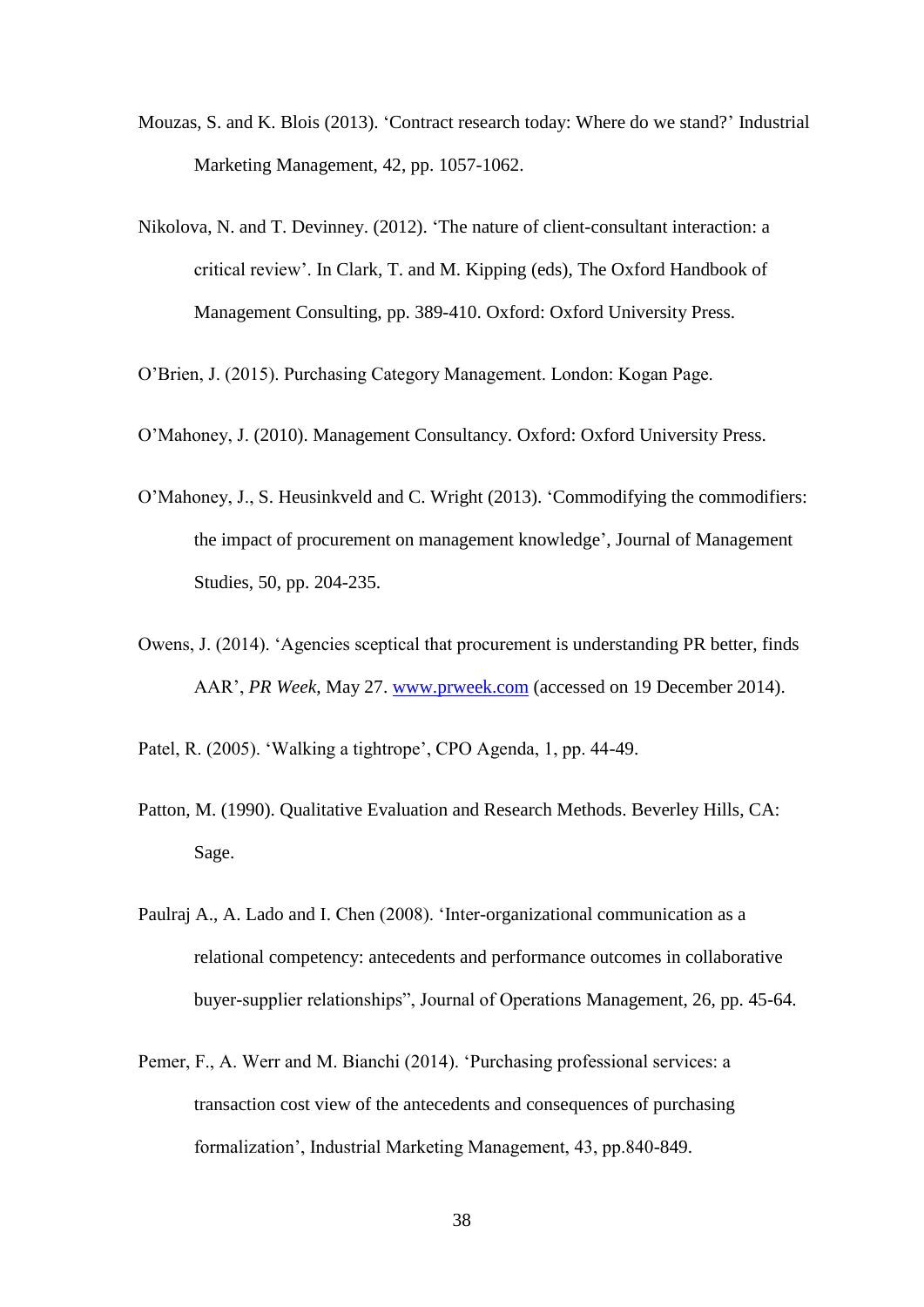Mouzas, S. and K. Blois (2013). 'Contract research today: Where do we stand?' Industrial Marketing Management, 42, pp. 1057-1062.

Nikolova, N. and T. Devinney. (2012). 'The nature of client-consultant interaction: a critical review'. In Clark, T. and M. Kipping (eds), The Oxford Handbook of Management Consulting, pp. 389-410. Oxford: Oxford University Press.

O'Brien, J. (2015). Purchasing Category Management. London: Kogan Page.

O'Mahoney, J. (2010). Management Consultancy. Oxford: Oxford University Press.

O'Mahoney, J., S. Heusinkveld and C. Wright (2013). 'Commodifying the commodifiers: the impact of procurement on management knowledge', Journal of Management Studies, 50, pp. 204-235.

Owens, J. (2014). 'Agencies sceptical that procurement is understanding PR better, finds AAR', *PR Week*, May 27. [www.prweek.com](http://www.prweek.com) (accessed on 19 December 2014).

Patel, R. (2005). 'Walking a tightrope', CPO Agenda, 1, pp. 44-49.

Patton, M. (1990). Qualitative Evaluation and Research Methods. Beverley Hills, CA: Sage.

Paulraj A., A. Lado and I. Chen (2008). 'Inter-organizational communication as a relational competency: antecedents and performance outcomes in collaborative buyer-supplier relationships", Journal of Operations Management, 26, pp. 45-64.

Pemer, F., A. Werr and M. Bianchi (2014). 'Purchasing professional services: a transaction cost view of the antecedents and consequences of purchasing formalization', Industrial Marketing Management, 43, pp.840-849.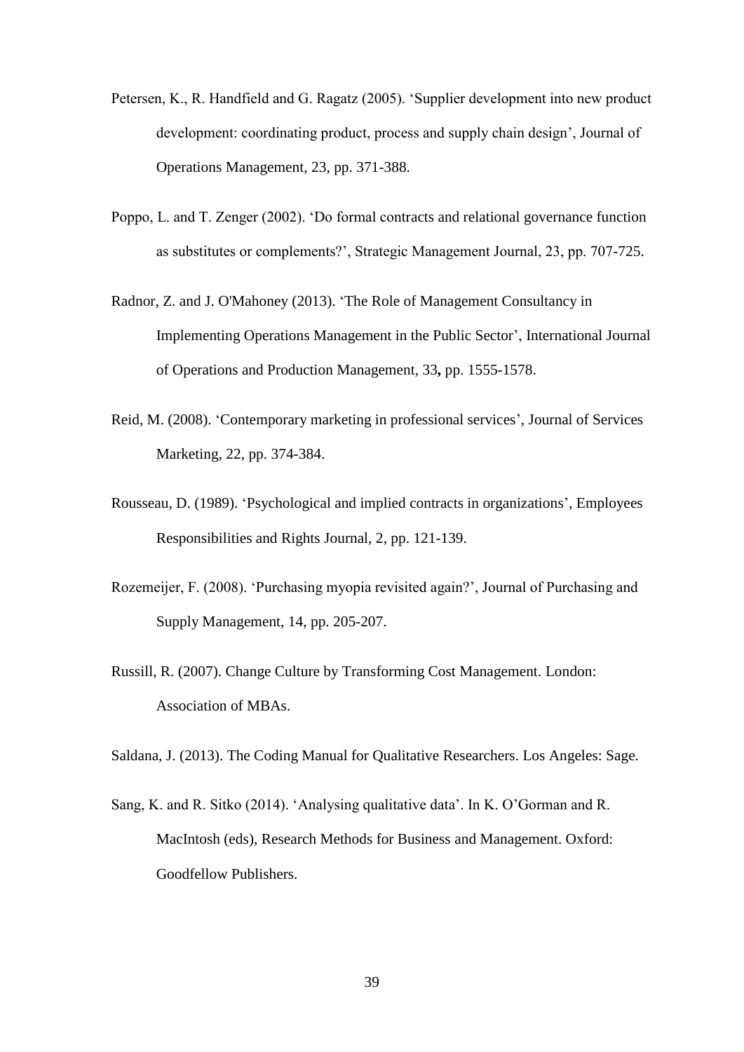Petersen, K., R. Handfield and G. Ragatz (2005). 'Supplier development into new product development: coordinating product, process and supply chain design', Journal of Operations Management, 23, pp. 371-388.

Poppo, L. and T. Zenger (2002). 'Do formal contracts and relational governance function as substitutes or complements?', Strategic Management Journal, 23, pp. 707-725.

Radnor, Z. and J. O'Mahoney (2013). 'The Role of Management Consultancy in Implementing Operations Management in the Public Sector', International Journal of Operations and Production Management, 33**,** pp. 1555-1578.

Reid, M. (2008). 'Contemporary marketing in professional services', Journal of Services Marketing, 22, pp. 374-384.

Rousseau, D. (1989). 'Psychological and implied contracts in organizations', Employees Responsibilities and Rights Journal, 2, pp. 121-139.

Rozemeijer, F. (2008). 'Purchasing myopia revisited again?', Journal of Purchasing and Supply Management, 14, pp. 205-207.

Russill, R. (2007). Change Culture by Transforming Cost Management. London: Association of MBAs.

Saldana, J. (2013). The Coding Manual for Qualitative Researchers. Los Angeles: Sage.

Sang, K. and R. Sitko (2014). 'Analysing qualitative data'. In K. O'Gorman and R. MacIntosh (eds), Research Methods for Business and Management. Oxford: Goodfellow Publishers.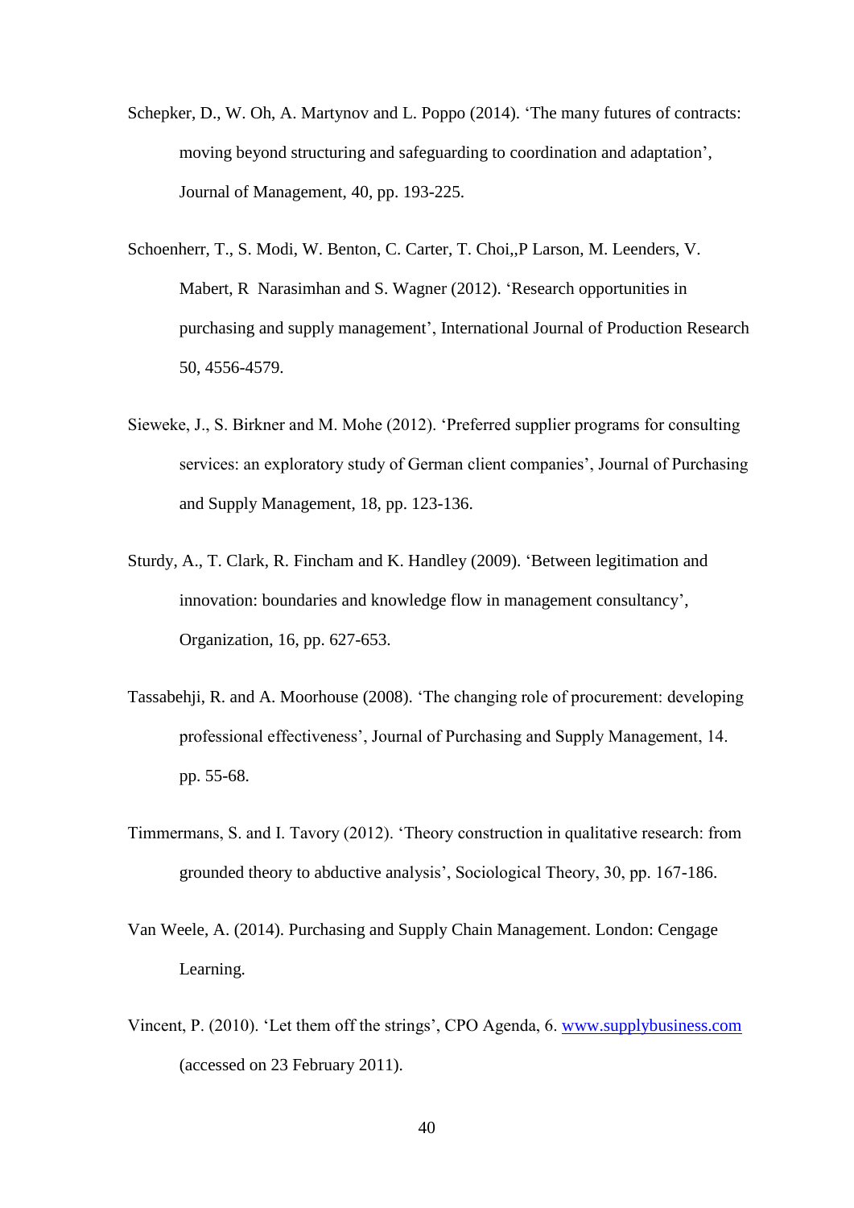Schepker, D., W. Oh, A. Martynov and L. Poppo (2014). 'The many futures of contracts: moving beyond structuring and safeguarding to coordination and adaptation', Journal of Management, 40, pp. 193-225.

Schoenherr, T., S. Modi, W. Benton, C. Carter, T. Choi,,P Larson, M. Leenders, V. Mabert, R  Narasimhan and S. Wagner (2012). 'Research opportunities in purchasing and supply management', International Journal of Production Research 50, 4556-4579.

Sieweke, J., S. Birkner and M. Mohe (2012). 'Preferred supplier programs for consulting services: an exploratory study of German client companies', Journal of Purchasing and Supply Management, 18, pp. 123-136.

Sturdy, A., T. Clark, R. Fincham and K. Handley (2009). 'Between legitimation and innovation: boundaries and knowledge flow in management consultancy', Organization, 16, pp. 627-653.

Tassabehji, R. and A. Moorhouse (2008). 'The changing role of procurement: developing professional effectiveness', Journal of Purchasing and Supply Management, 14. pp. 55-68.

Timmermans, S. and I. Tavory (2012). 'Theory construction in qualitative research: from grounded theory to abductive analysis', Sociological Theory, 30, pp. 167-186.

Van Weele, A. (2014). Purchasing and Supply Chain Management. London: Cengage Learning.

Vincent, P. (2010). 'Let them off the strings', CPO Agenda, 6. www.supplybusiness.com (accessed on 23 February 2011).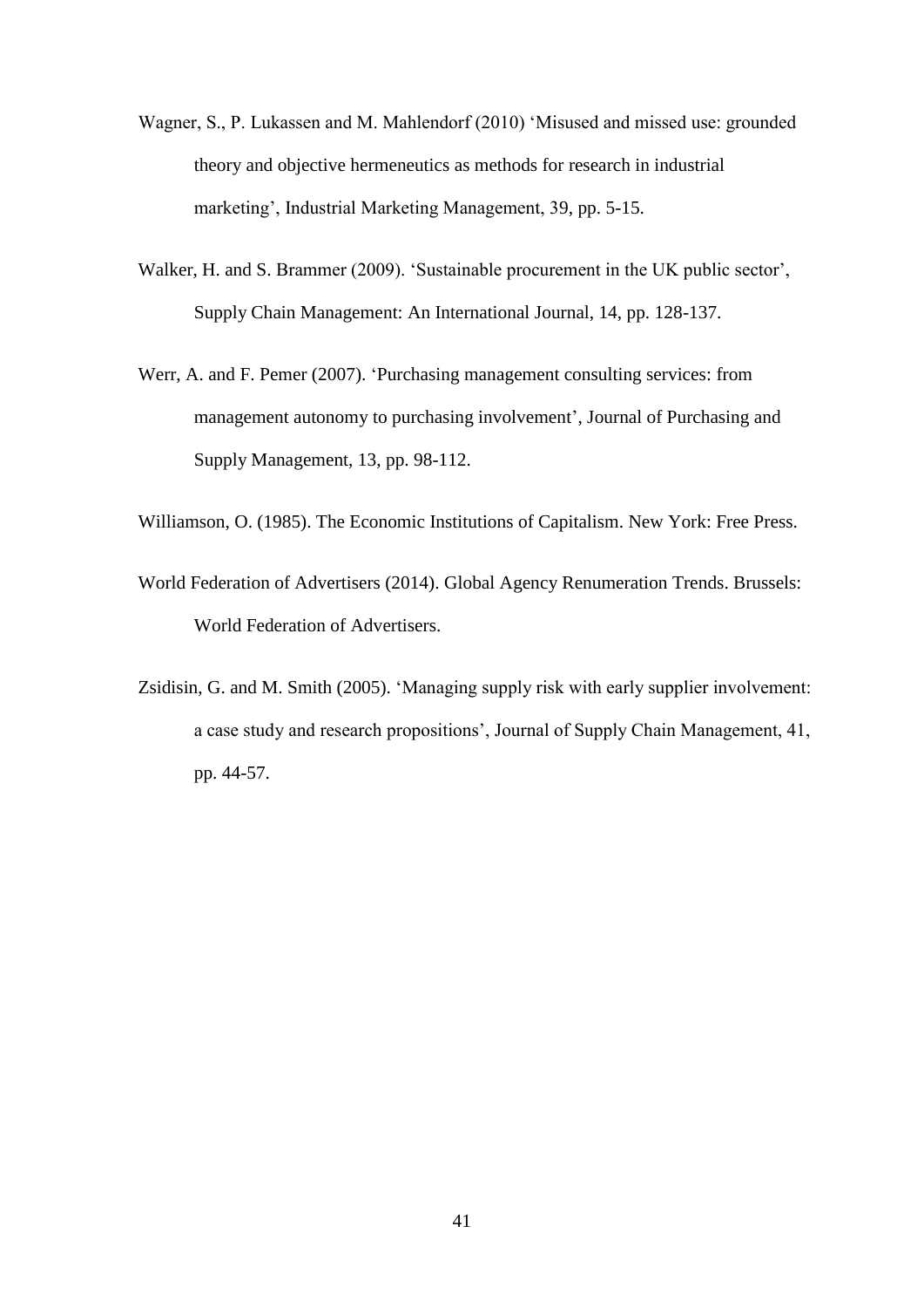Wagner, S., P. Lukassen and M. Mahlendorf (2010) 'Misused and missed use: grounded theory and objective hermeneutics as methods for research in industrial marketing', Industrial Marketing Management, 39, pp. 5-15.

Walker, H. and S. Brammer (2009). 'Sustainable procurement in the UK public sector', Supply Chain Management: An International Journal, 14, pp. 128-137.

Werr, A. and F. Pemer (2007). 'Purchasing management consulting services: from management autonomy to purchasing involvement', Journal of Purchasing and Supply Management, 13, pp. 98-112.

Williamson, O. (1985). The Economic Institutions of Capitalism. New York: Free Press.

World Federation of Advertisers (2014). Global Agency Renumeration Trends. Brussels: World Federation of Advertisers.

Zsidisin, G. and M. Smith (2005). 'Managing supply risk with early supplier involvement: a case study and research propositions', Journal of Supply Chain Management, 41, pp. 44-57.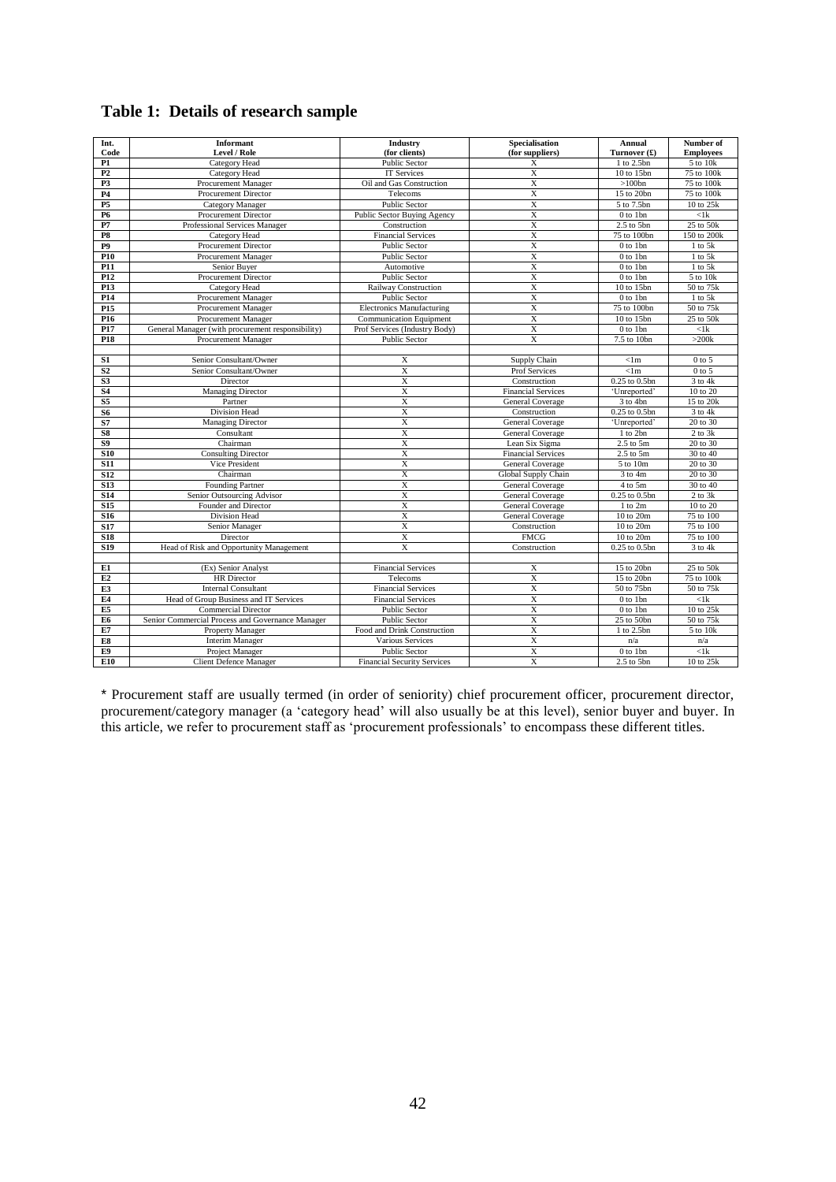# Table 1: Details of research sample

| Int. Code | Informant Level / Role | Industry (for clients) | Specialisation (for suppliers) | Annual Turnover (£) | Number of Employees |
|---|---|---|---|---|---|
| P1 | Category Head | Public Sector | X | 1 to 2.5bn | 5 to 10k |
| P2 | Category Head | IT Services | X | 10 to 15bn | 75 to 100k |
| P3 | Procurement Manager | Oil and Gas Construction | X | >100bn | 75 to 100k |
| P4 | Procurement Director | Telecoms | X | 15 to 20bn | 75 to 100k |
| P5 | Category Manager | Public Sector | X | 5 to 7.5bn | 10 to 25k |
| P6 | Procurement Director | Public Sector Buying Agency | X | 0 to 1bn | <1k |
| P7 | Professional Services Manager | Construction | X | 2.5 to 5bn | 25 to 50k |
| P8 | Category Head | Financial Services | X | 75 to 100bn | 150 to 200k |
| P9 | Procurement Director | Public Sector | X | 0 to 1bn | 1 to 5k |
| P10 | Procurement Manager | Public Sector | X | 0 to 1bn | 1 to 5k |
| P11 | Senior Buyer | Automotive | X | 0 to 1bn | 1 to 5k |
| P12 | Procurement Director | Public Sector | X | 0 to 1bn | 5 to 10k |
| P13 | Category Head | Railway Construction | X | 10 to 15bn | 50 to 75k |
| P14 | Procurement Manager | Public Sector | X | 0 to 1bn | 1 to 5k |
| P15 | Procurement Manager | Electronics Manufacturing | X | 75 to 100bn | 50 to 75k |
| P16 | Procurement Manager | Communication Equipment | X | 10 to 15bn | 25 to 50k |
| P17 | General Manager (with procurement responsibility) | Prof Services (Industry Body) | X | 0 to 1bn | <1k |
| P18 | Procurement Manager | Public Sector | X | 7.5 to 10bn | >200k |
| | | | | | |
| S1 | Senior Consultant/Owner | X | Supply Chain | <1m | 0 to 5 |
| S2 | Senior Consultant/Owner | X | Prof Services | <1m | 0 to 5 |
| S3 | Director | X | Construction | 0.25 to 0.5bn | 3 to 4k |
| S4 | Managing Director | X | Financial Services | 'Unreported' | 10 to 20 |
| S5 | Partner | X | General Coverage | 3 to 4bn | 15 to 20k |
| S6 | Division Head | X | Construction | 0.25 to 0.5bn | 3 to 4k |
| S7 | Managing Director | X | General Coverage | 'Unreported' | 20 to 30 |
| S8 | Consultant | X | General Coverage | 1 to 2bn | 2 to 3k |
| S9 | Chairman | X | Lean Six Sigma | 2.5 to 5m | 20 to 30 |
| S10 | Consulting Director | X | Financial Services | 2.5 to 5m | 30 to 40 |
| S11 | Vice President | X | General Coverage | 5 to 10m | 20 to 30 |
| S12 | Chairman | X | Global Supply Chain | 3 to 4m | 20 to 30 |
| S13 | Founding Partner | X | General Coverage | 4 to 5m | 30 to 40 |
| S14 | Senior Outsourcing Advisor | X | General Coverage | 0.25 to 0.5bn | 2 to 3k |
| S15 | Founder and Director | X | General Coverage | 1 to 2m | 10 to 20 |
| S16 | Division Head | X | General Coverage | 10 to 20m | 75 to 100 |
| S17 | Senior Manager | X | Construction | 10 to 20m | 75 to 100 |
| S18 | Director | X | FMCG | 10 to 20m | 75 to 100 |
| S19 | Head of Risk and Opportunity Management | X | Construction | 0.25 to 0.5bn | 3 to 4k |
| | | | | | |
| E1 | (Ex) Senior Analyst | Financial Services | X | 15 to 20bn | 25 to 50k |
| E2 | HR Director | Telecoms | X | 15 to 20bn | 75 to 100k |
| E3 | Internal Consultant | Financial Services | X | 50 to 75bn | 50 to 75k |
| E4 | Head of Group Business and IT Services | Financial Services | X | 0 to 1bn | <1k |
| E5 | Commercial Director | Public Sector | X | 0 to 1bn | 10 to 25k |
| E6 | Senior Commercial Process and Governance Manager | Public Sector | X | 25 to 50bn | 50 to 75k |
| E7 | Property Manager | Food and Drink Construction | X | 1 to 2.5bn | 5 to 10k |
| E8 | Interim Manager | Various Services | X | n/a | n/a |
| E9 | Project Manager | Public Sector | X | 0 to 1bn | <1k |
| E10 | Client Defence Manager | Financial Security Services | X | 2.5 to 5bn | 10 to 25k |

* Procurement staff are usually termed (in order of seniority) chief procurement officer, procurement director, procurement/category manager (a 'category head' will also usually be at this level), senior buyer and buyer. In this article, we refer to procurement staff as 'procurement professionals' to encompass these different titles.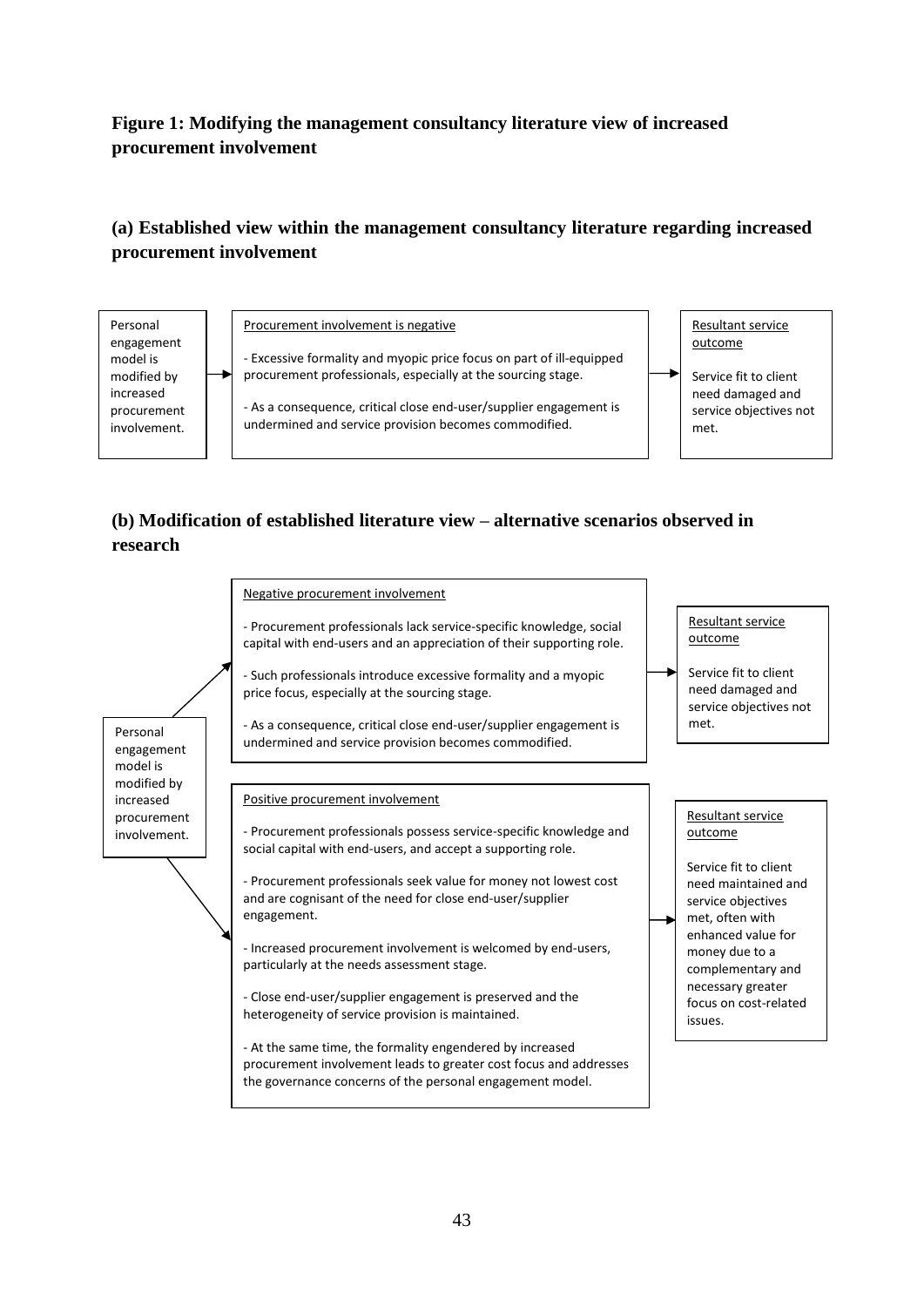**Figure 1: Modifying the management consultancy literature view of increased procurement involvement**

**(a) Established view within the management consultancy literature regarding increased procurement involvement**

Personal engagement model is modified by increased procurement involvement.

Procurement involvement is negative

- Excessive formality and myopic price focus on part of ill-equipped procurement professionals, especially at the sourcing stage.
- As a consequence, critical close end-user/supplier engagement is undermined and service provision becomes commodified.

Resultant service outcome

Service fit to client need damaged and service objectives not met.

**(b) Modification of established literature view – alternative scenarios observed in research**

Personal engagement model is modified by increased procurement involvement.

Negative procurement involvement

- Procurement professionals lack service-specific knowledge, social capital with end-users and an appreciation of their supporting role.
- Such professionals introduce excessive formality and a myopic price focus, especially at the sourcing stage.
- As a consequence, critical close end-user/supplier engagement is undermined and service provision becomes commodified.

Resultant service outcome

Service fit to client need damaged and service objectives not met.

Positive procurement involvement

- Procurement professionals possess service-specific knowledge and social capital with end-users, and accept a supporting role.
- Procurement professionals seek value for money not lowest cost and are cognisant of the need for close end-user/supplier engagement.
- Increased procurement involvement is welcomed by end-users, particularly at the needs assessment stage.
- Close end-user/supplier engagement is preserved and the heterogeneity of service provision is maintained.
- At the same time, the formality engendered by increased procurement involvement leads to greater cost focus and addresses the governance concerns of the personal engagement model.

Resultant service outcome

Service fit to client need maintained and service objectives met, often with enhanced value for money due to a complementary and necessary greater focus on cost-related issues.